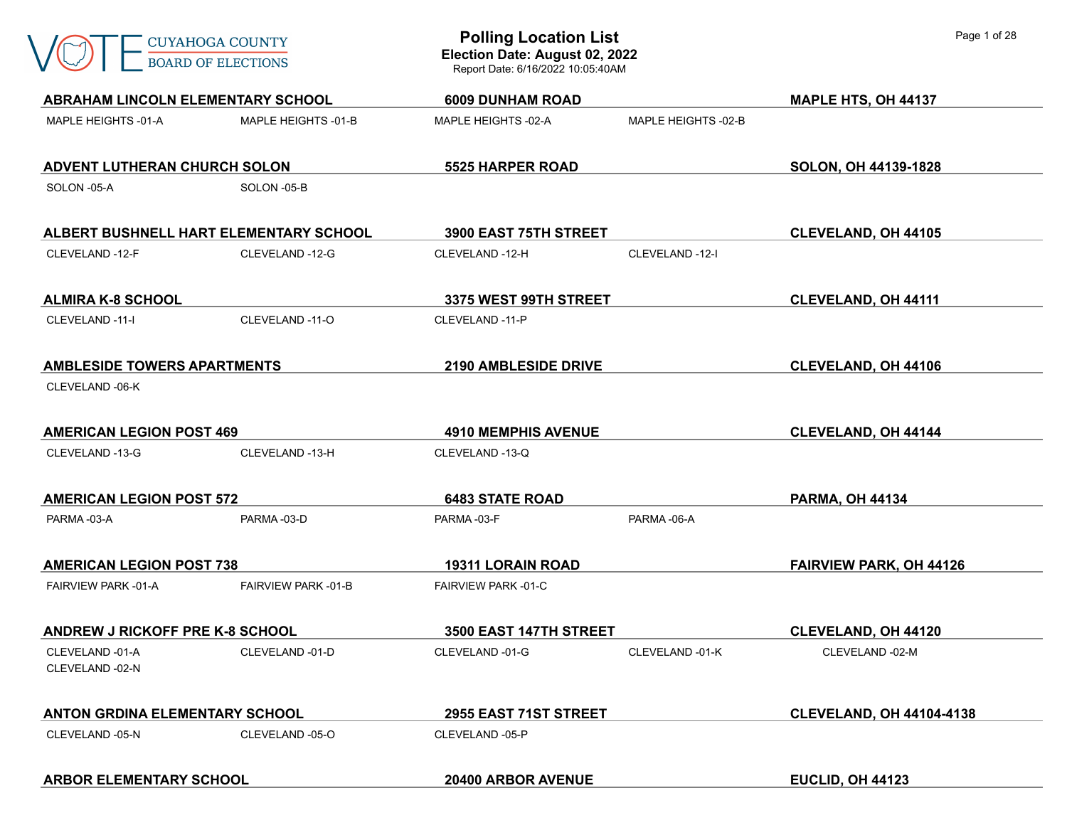# Polling Location List

**Election Date: August 02, 2022**

Report Date: 6/16/2022 10:05:40AM

CUYAHOGA COUNTY BOARD OF ELECTIONS

**ABRAHAM LINCOLN ELEMENTARY SCHOOL** | **6009 DUNHAM ROAD** | **MAPLE HTS, OH 44137**

MAPLE HEIGHTS -01-A, MAPLE HEIGHTS -01-B, MAPLE HEIGHTS -02-A, MAPLE HEIGHTS -02-B

**ADVENT LUTHERAN CHURCH SOLON** | **5525 HARPER ROAD** | **SOLON, OH 44139-1828**

SOLON -05-A, SOLON -05-B

**ALBERT BUSHNELL HART ELEMENTARY SCHOOL** | **3900 EAST 75TH STREET** | **CLEVELAND, OH 44105**

CLEVELAND -12-F, CLEVELAND -12-G, CLEVELAND -12-H, CLEVELAND -12-I

**ALMIRA K-8 SCHOOL** | **3375 WEST 99TH STREET** | **CLEVELAND, OH 44111**

CLEVELAND -11-I, CLEVELAND -11-O, CLEVELAND -11-P

**AMBLESIDE TOWERS APARTMENTS** | **2190 AMBLESIDE DRIVE** | **CLEVELAND, OH 44106**

CLEVELAND -06-K

**AMERICAN LEGION POST 469** | **4910 MEMPHIS AVENUE** | **CLEVELAND, OH 44144**

CLEVELAND -13-G, CLEVELAND -13-H, CLEVELAND -13-Q

**AMERICAN LEGION POST 572** | **6483 STATE ROAD** | **PARMA, OH 44134**

PARMA -03-A, PARMA -03-D, PARMA -03-F, PARMA -06-A

**AMERICAN LEGION POST 738** | **19311 LORAIN ROAD** | **FAIRVIEW PARK, OH 44126**

FAIRVIEW PARK -01-A, FAIRVIEW PARK -01-B, FAIRVIEW PARK -01-C

**ANDREW J RICKOFF PRE K-8 SCHOOL** | **3500 EAST 147TH STREET** | **CLEVELAND, OH 44120**

CLEVELAND -01-A, CLEVELAND -01-D, CLEVELAND -01-G, CLEVELAND -01-K, CLEVELAND -02-M, CLEVELAND -02-N

**ANTON GRDINA ELEMENTARY SCHOOL** | **2955 EAST 71ST STREET** | **CLEVELAND, OH 44104-4138**

CLEVELAND -05-N, CLEVELAND -05-O, CLEVELAND -05-P

**ARBOR ELEMENTARY SCHOOL** | **20400 ARBOR AVENUE** | **EUCLID, OH 44123**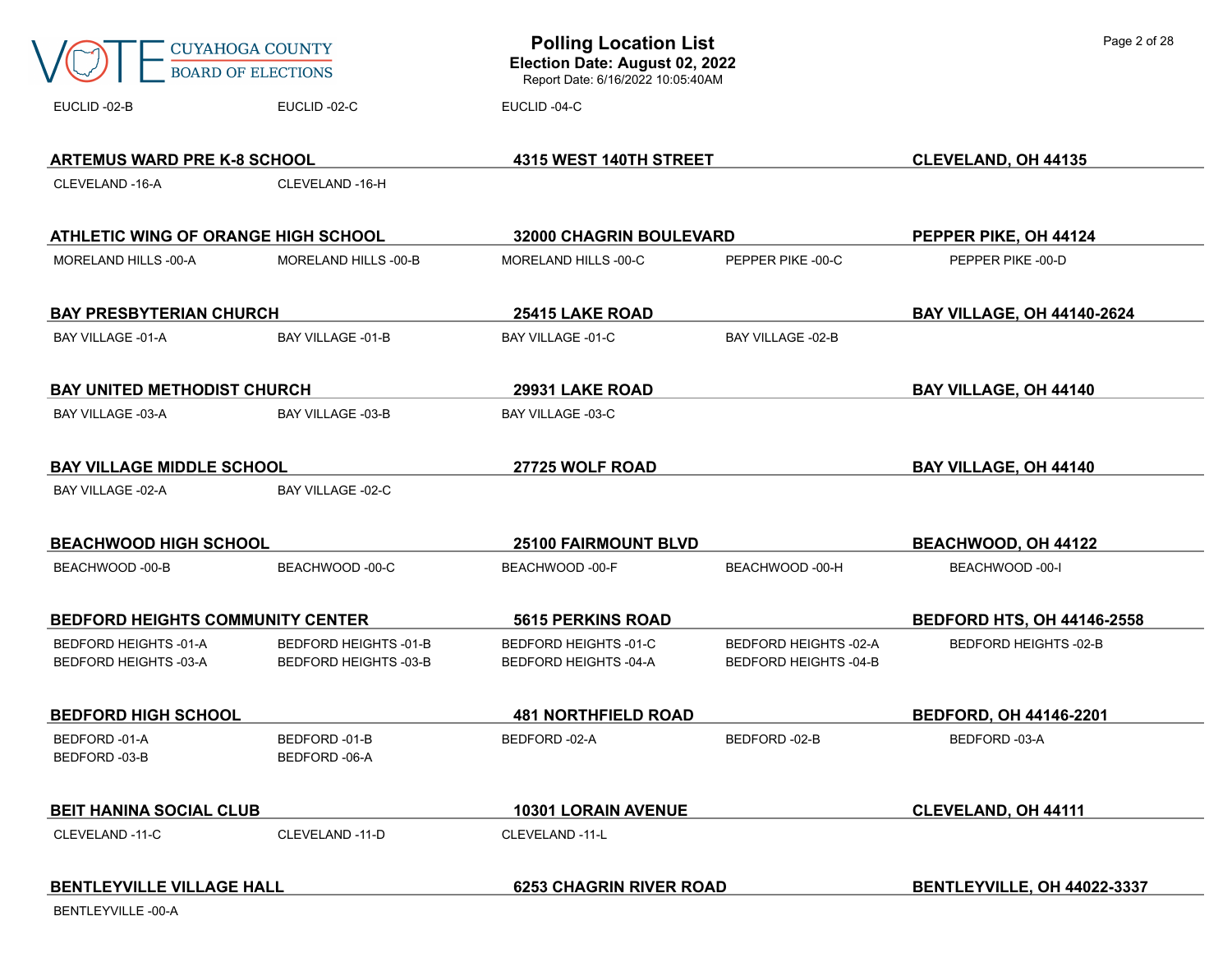EUCLID -02-B EUCLID -02-C EUCLID -04-C

**ARTEMUS WARD PRE K-8 SCHOOL** | **4315 WEST 140TH STREET** | **CLEVELAND, OH 44135**

CLEVELAND -16-A CLEVELAND -16-H

**ATHLETIC WING OF ORANGE HIGH SCHOOL** | **32000 CHAGRIN BOULEVARD** | **PEPPER PIKE, OH 44124**

MORELAND HILLS -00-A MORELAND HILLS -00-B MORELAND HILLS -00-C PEPPER PIKE -00-C PEPPER PIKE -00-D

**BAY PRESBYTERIAN CHURCH** | **25415 LAKE ROAD** | **BAY VILLAGE, OH 44140-2624**

BAY VILLAGE -01-A BAY VILLAGE -01-B BAY VILLAGE -01-C BAY VILLAGE -02-B

**BAY UNITED METHODIST CHURCH** | **29931 LAKE ROAD** | **BAY VILLAGE, OH 44140**

BAY VILLAGE -03-A BAY VILLAGE -03-B BAY VILLAGE -03-C

**BAY VILLAGE MIDDLE SCHOOL** | **27725 WOLF ROAD** | **BAY VILLAGE, OH 44140**

BAY VILLAGE -02-A BAY VILLAGE -02-C

**BEACHWOOD HIGH SCHOOL** | **25100 FAIRMOUNT BLVD** | **BEACHWOOD, OH 44122**

BEACHWOOD -00-B BEACHWOOD -00-C BEACHWOOD -00-F BEACHWOOD -00-H BEACHWOOD -00-I

**BEDFORD HEIGHTS COMMUNITY CENTER** | **5615 PERKINS ROAD** | **BEDFORD HTS, OH 44146-2558**

BEDFORD HEIGHTS -01-A BEDFORD HEIGHTS -01-B BEDFORD HEIGHTS -01-C BEDFORD HEIGHTS -02-A BEDFORD HEIGHTS -02-B
BEDFORD HEIGHTS -03-A BEDFORD HEIGHTS -03-B BEDFORD HEIGHTS -04-A BEDFORD HEIGHTS -04-B

**BEDFORD HIGH SCHOOL** | **481 NORTHFIELD ROAD** | **BEDFORD, OH 44146-2201**

BEDFORD -01-A BEDFORD -01-B BEDFORD -02-A BEDFORD -02-B BEDFORD -03-A
BEDFORD -03-B BEDFORD -06-A

**BEIT HANINA SOCIAL CLUB** | **10301 LORAIN AVENUE** | **CLEVELAND, OH 44111**

CLEVELAND -11-C CLEVELAND -11-D CLEVELAND -11-L

**BENTLEYVILLE VILLAGE HALL** | **6253 CHAGRIN RIVER ROAD** | **BENTLEYVILLE, OH 44022-3337**

BENTLEYVILLE -00-A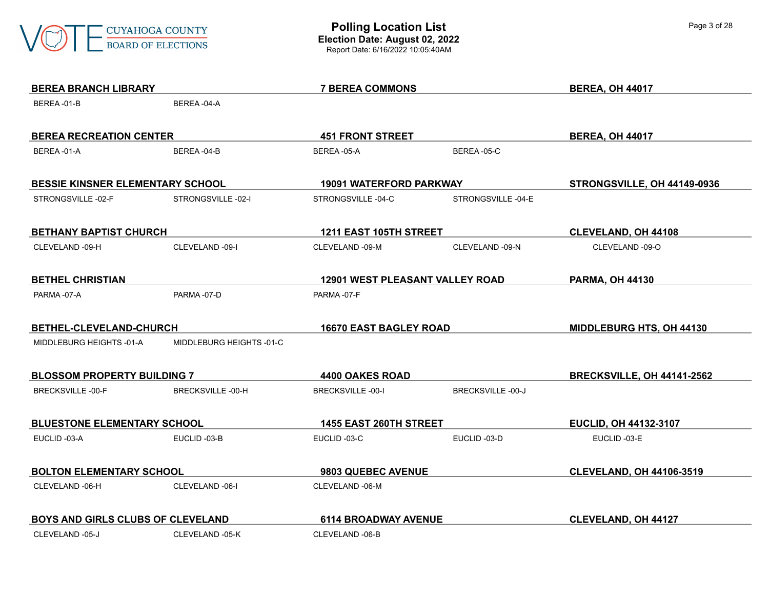**BEREA BRANCH LIBRARY** | **7 BEREA COMMONS** | **BEREA, OH 44017**

BEREA -01-B　BEREA -04-A

**BEREA RECREATION CENTER** | **451 FRONT STREET** | **BEREA, OH 44017**

BEREA -01-A　BEREA -04-B　BEREA -05-A　BEREA -05-C

**BESSIE KINSNER ELEMENTARY SCHOOL** | **19091 WATERFORD PARKWAY** | **STRONGSVILLE, OH 44149-0936**

STRONGSVILLE -02-F　STRONGSVILLE -02-I　STRONGSVILLE -04-C　STRONGSVILLE -04-E

**BETHANY BAPTIST CHURCH** | **1211 EAST 105TH STREET** | **CLEVELAND, OH 44108**

CLEVELAND -09-H　CLEVELAND -09-I　CLEVELAND -09-M　CLEVELAND -09-N　CLEVELAND -09-O

**BETHEL CHRISTIAN** | **12901 WEST PLEASANT VALLEY ROAD** | **PARMA, OH 44130**

PARMA -07-A　PARMA -07-D　PARMA -07-F

**BETHEL-CLEVELAND-CHURCH** | **16670 EAST BAGLEY ROAD** | **MIDDLEBURG HTS, OH 44130**

MIDDLEBURG HEIGHTS -01-A　MIDDLEBURG HEIGHTS -01-C

**BLOSSOM PROPERTY BUILDING 7** | **4400 OAKES ROAD** | **BRECKSVILLE, OH 44141-2562**

BRECKSVILLE -00-F　BRECKSVILLE -00-H　BRECKSVILLE -00-I　BRECKSVILLE -00-J

**BLUESTONE ELEMENTARY SCHOOL** | **1455 EAST 260TH STREET** | **EUCLID, OH 44132-3107**

EUCLID -03-A　EUCLID -03-B　EUCLID -03-C　EUCLID -03-D　EUCLID -03-E

**BOLTON ELEMENTARY SCHOOL** | **9803 QUEBEC AVENUE** | **CLEVELAND, OH 44106-3519**

CLEVELAND -06-H　CLEVELAND -06-I　CLEVELAND -06-M

**BOYS AND GIRLS CLUBS OF CLEVELAND** | **6114 BROADWAY AVENUE** | **CLEVELAND, OH 44127**

CLEVELAND -05-J　CLEVELAND -05-K　CLEVELAND -06-B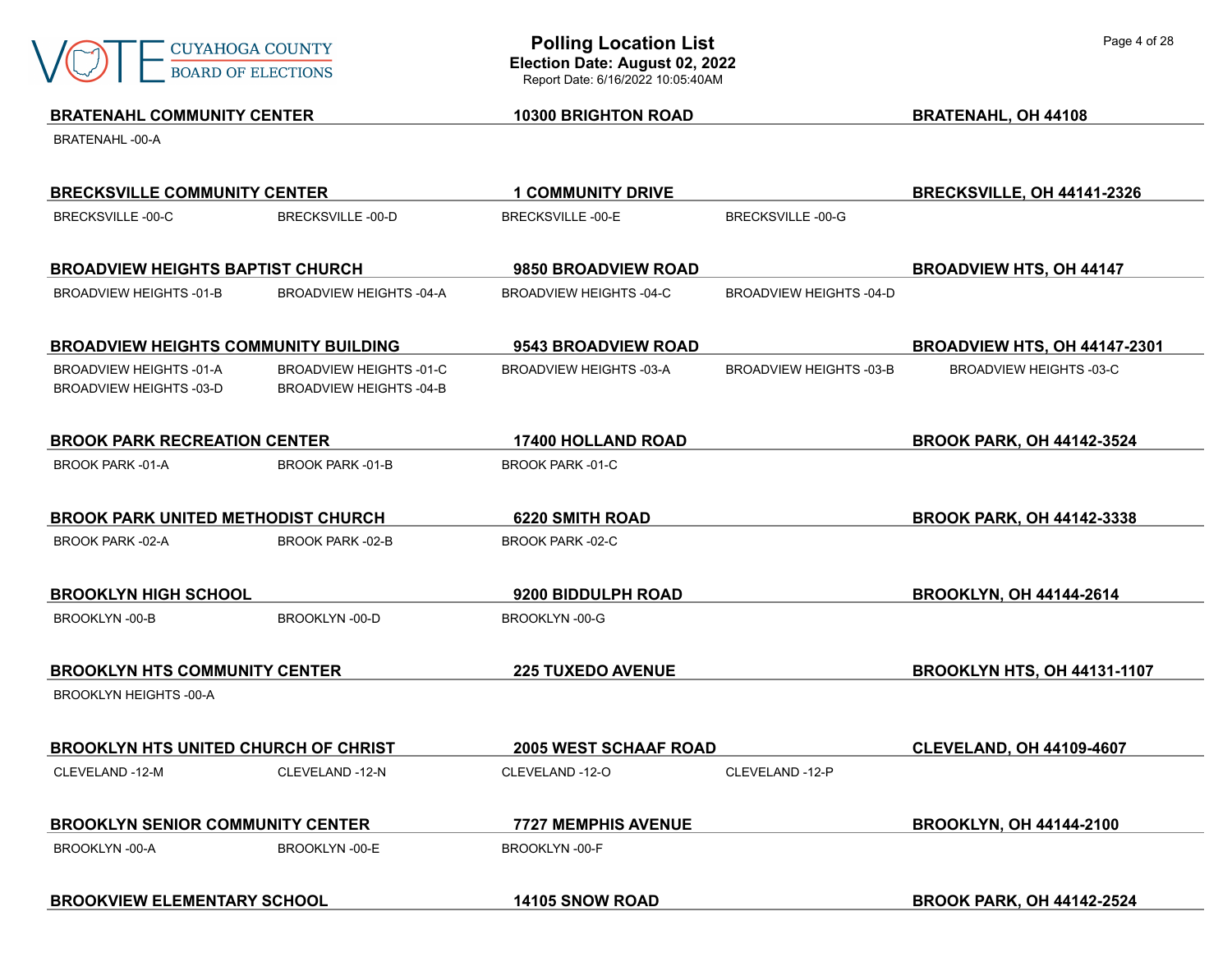# Polling Location List

**Election Date: August 02, 2022**

Report Date: 6/16/2022 10:05:40AM

**BRATENAHL COMMUNITY CENTER** | **10300 BRIGHTON ROAD** | **BRATENAHL, OH 44108**

BRATENAHL -00-A

**BRECKSVILLE COMMUNITY CENTER** | **1 COMMUNITY DRIVE** | **BRECKSVILLE, OH 44141-2326**

BRECKSVILLE -00-C, BRECKSVILLE -00-D, BRECKSVILLE -00-E, BRECKSVILLE -00-G

**BROADVIEW HEIGHTS BAPTIST CHURCH** | **9850 BROADVIEW ROAD** | **BROADVIEW HTS, OH 44147**

BROADVIEW HEIGHTS -01-B, BROADVIEW HEIGHTS -04-A, BROADVIEW HEIGHTS -04-C, BROADVIEW HEIGHTS -04-D

**BROADVIEW HEIGHTS COMMUNITY BUILDING** | **9543 BROADVIEW ROAD** | **BROADVIEW HTS, OH 44147-2301**

BROADVIEW HEIGHTS -01-A, BROADVIEW HEIGHTS -01-C, BROADVIEW HEIGHTS -03-A, BROADVIEW HEIGHTS -03-B, BROADVIEW HEIGHTS -03-C, BROADVIEW HEIGHTS -03-D, BROADVIEW HEIGHTS -04-B

**BROOK PARK RECREATION CENTER** | **17400 HOLLAND ROAD** | **BROOK PARK, OH 44142-3524**

BROOK PARK -01-A, BROOK PARK -01-B, BROOK PARK -01-C

**BROOK PARK UNITED METHODIST CHURCH** | **6220 SMITH ROAD** | **BROOK PARK, OH 44142-3338**

BROOK PARK -02-A, BROOK PARK -02-B, BROOK PARK -02-C

**BROOKLYN HIGH SCHOOL** | **9200 BIDDULPH ROAD** | **BROOKLYN, OH 44144-2614**

BROOKLYN -00-B, BROOKLYN -00-D, BROOKLYN -00-G

**BROOKLYN HTS COMMUNITY CENTER** | **225 TUXEDO AVENUE** | **BROOKLYN HTS, OH 44131-1107**

BROOKLYN HEIGHTS -00-A

**BROOKLYN HTS UNITED CHURCH OF CHRIST** | **2005 WEST SCHAAF ROAD** | **CLEVELAND, OH 44109-4607**

CLEVELAND -12-M, CLEVELAND -12-N, CLEVELAND -12-O, CLEVELAND -12-P

**BROOKLYN SENIOR COMMUNITY CENTER** | **7727 MEMPHIS AVENUE** | **BROOKLYN, OH 44144-2100**

BROOKLYN -00-A, BROOKLYN -00-E, BROOKLYN -00-F

**BROOKVIEW ELEMENTARY SCHOOL** | **14105 SNOW ROAD** | **BROOK PARK, OH 44142-2524**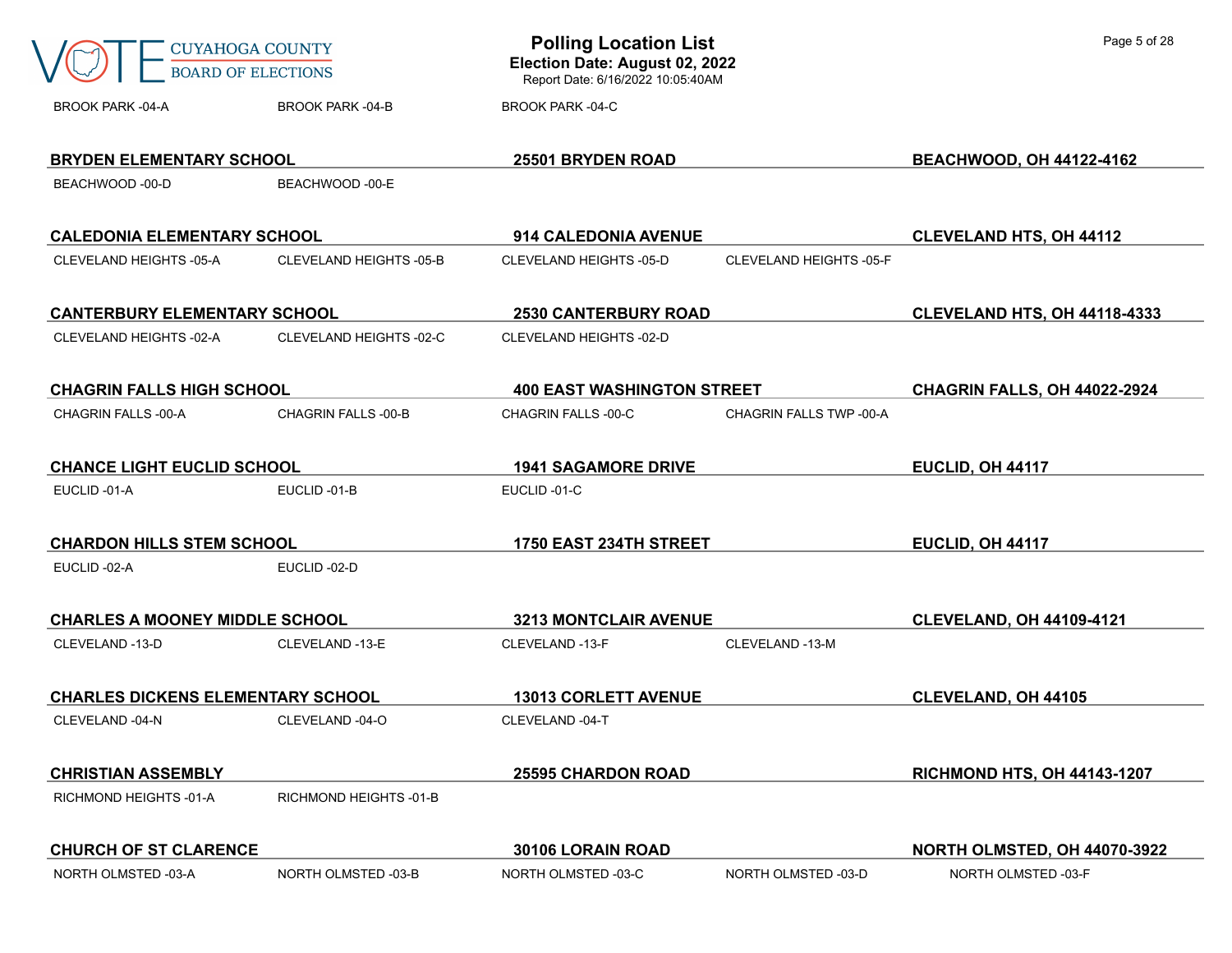BROOK PARK -04-A BROOK PARK -04-B BROOK PARK -04-C

**BRYDEN ELEMENTARY SCHOOL** | **25501 BRYDEN ROAD** | **BEACHWOOD, OH 44122-4162**

BEACHWOOD -00-D BEACHWOOD -00-E

**CALEDONIA ELEMENTARY SCHOOL** | **914 CALEDONIA AVENUE** | **CLEVELAND HTS, OH 44112**

CLEVELAND HEIGHTS -05-A CLEVELAND HEIGHTS -05-B CLEVELAND HEIGHTS -05-D CLEVELAND HEIGHTS -05-F

**CANTERBURY ELEMENTARY SCHOOL** | **2530 CANTERBURY ROAD** | **CLEVELAND HTS, OH 44118-4333**

CLEVELAND HEIGHTS -02-A CLEVELAND HEIGHTS -02-C CLEVELAND HEIGHTS -02-D

**CHAGRIN FALLS HIGH SCHOOL** | **400 EAST WASHINGTON STREET** | **CHAGRIN FALLS, OH 44022-2924**

CHAGRIN FALLS -00-A CHAGRIN FALLS -00-B CHAGRIN FALLS -00-C CHAGRIN FALLS TWP -00-A

**CHANCE LIGHT EUCLID SCHOOL** | **1941 SAGAMORE DRIVE** | **EUCLID, OH 44117**

EUCLID -01-A EUCLID -01-B EUCLID -01-C

**CHARDON HILLS STEM SCHOOL** | **1750 EAST 234TH STREET** | **EUCLID, OH 44117**

EUCLID -02-A EUCLID -02-D

**CHARLES A MOONEY MIDDLE SCHOOL** | **3213 MONTCLAIR AVENUE** | **CLEVELAND, OH 44109-4121**

CLEVELAND -13-D CLEVELAND -13-E CLEVELAND -13-F CLEVELAND -13-M

**CHARLES DICKENS ELEMENTARY SCHOOL** | **13013 CORLETT AVENUE** | **CLEVELAND, OH 44105**

CLEVELAND -04-N CLEVELAND -04-O CLEVELAND -04-T

**CHRISTIAN ASSEMBLY** | **25595 CHARDON ROAD** | **RICHMOND HTS, OH 44143-1207**

RICHMOND HEIGHTS -01-A RICHMOND HEIGHTS -01-B

**CHURCH OF ST CLARENCE** | **30106 LORAIN ROAD** | **NORTH OLMSTED, OH 44070-3922**

NORTH OLMSTED -03-A NORTH OLMSTED -03-B NORTH OLMSTED -03-C NORTH OLMSTED -03-D NORTH OLMSTED -03-F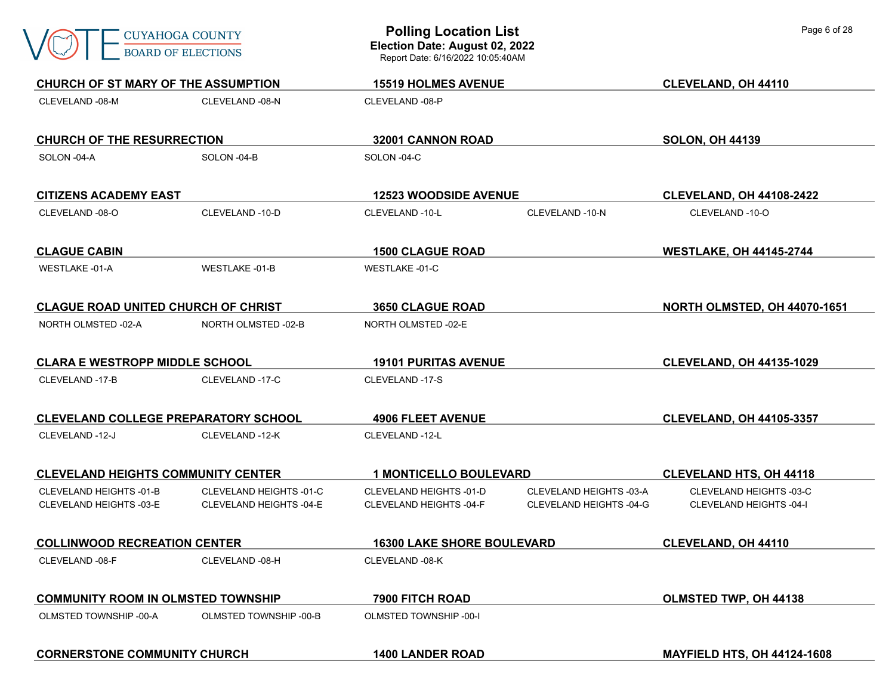**CHURCH OF ST MARY OF THE ASSUMPTION** — **15519 HOLMES AVENUE** — **CLEVELAND, OH 44110**

CLEVELAND -08-M | CLEVELAND -08-N | CLEVELAND -08-P

**CHURCH OF THE RESURRECTION** — **32001 CANNON ROAD** — **SOLON, OH 44139**

SOLON -04-A | SOLON -04-B | SOLON -04-C

**CITIZENS ACADEMY EAST** — **12523 WOODSIDE AVENUE** — **CLEVELAND, OH 44108-2422**

CLEVELAND -08-O | CLEVELAND -10-D | CLEVELAND -10-L | CLEVELAND -10-N | CLEVELAND -10-O

**CLAGUE CABIN** — **1500 CLAGUE ROAD** — **WESTLAKE, OH 44145-2744**

WESTLAKE -01-A | WESTLAKE -01-B | WESTLAKE -01-C

**CLAGUE ROAD UNITED CHURCH OF CHRIST** — **3650 CLAGUE ROAD** — **NORTH OLMSTED, OH 44070-1651**

NORTH OLMSTED -02-A | NORTH OLMSTED -02-B | NORTH OLMSTED -02-E

**CLARA E WESTROPP MIDDLE SCHOOL** — **19101 PURITAS AVENUE** — **CLEVELAND, OH 44135-1029**

CLEVELAND -17-B | CLEVELAND -17-C | CLEVELAND -17-S

**CLEVELAND COLLEGE PREPARATORY SCHOOL** — **4906 FLEET AVENUE** — **CLEVELAND, OH 44105-3357**

CLEVELAND -12-J | CLEVELAND -12-K | CLEVELAND -12-L

**CLEVELAND HEIGHTS COMMUNITY CENTER** — **1 MONTICELLO BOULEVARD** — **CLEVELAND HTS, OH 44118**

CLEVELAND HEIGHTS -01-B | CLEVELAND HEIGHTS -01-C | CLEVELAND HEIGHTS -01-D | CLEVELAND HEIGHTS -03-A | CLEVELAND HEIGHTS -03-C
CLEVELAND HEIGHTS -03-E | CLEVELAND HEIGHTS -04-E | CLEVELAND HEIGHTS -04-F | CLEVELAND HEIGHTS -04-G | CLEVELAND HEIGHTS -04-I

**COLLINWOOD RECREATION CENTER** — **16300 LAKE SHORE BOULEVARD** — **CLEVELAND, OH 44110**

CLEVELAND -08-F | CLEVELAND -08-H | CLEVELAND -08-K

**COMMUNITY ROOM IN OLMSTED TOWNSHIP** — **7900 FITCH ROAD** — **OLMSTED TWP, OH 44138**

OLMSTED TOWNSHIP -00-A | OLMSTED TOWNSHIP -00-B | OLMSTED TOWNSHIP -00-I

**CORNERSTONE COMMUNITY CHURCH** — **1400 LANDER ROAD** — **MAYFIELD HTS, OH 44124-1608**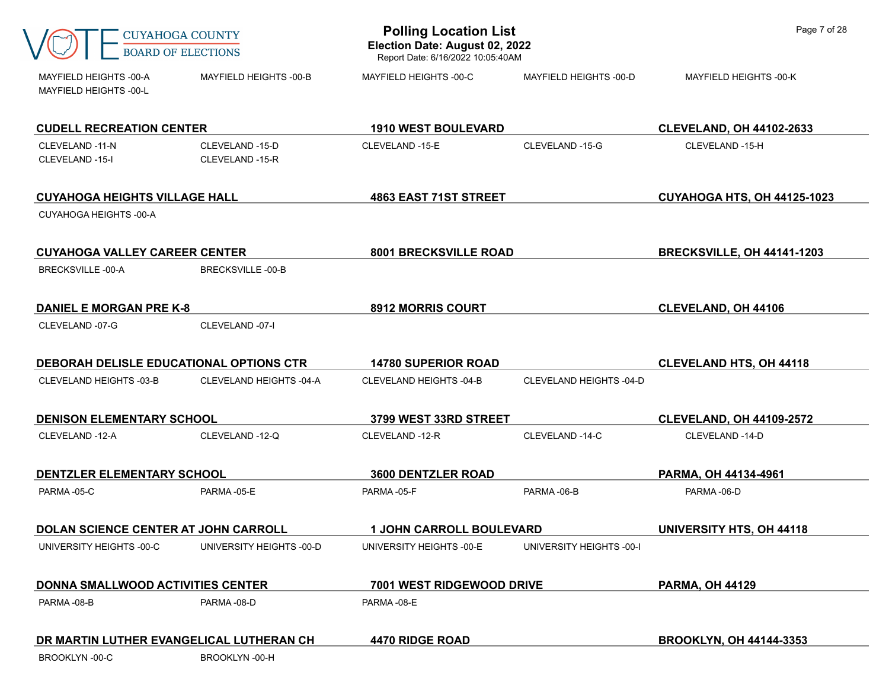# Polling Location List

**Election Date: August 02, 2022**

Report Date: 6/16/2022 10:05:40AM

MAYFIELD HEIGHTS -00-A, MAYFIELD HEIGHTS -00-B, MAYFIELD HEIGHTS -00-C, MAYFIELD HEIGHTS -00-D, MAYFIELD HEIGHTS -00-K, MAYFIELD HEIGHTS -00-L

### CUDELL RECREATION CENTER — 1910 WEST BOULEVARD — CLEVELAND, OH 44102-2633

CLEVELAND -11-N, CLEVELAND -15-D, CLEVELAND -15-E, CLEVELAND -15-G, CLEVELAND -15-H, CLEVELAND -15-I, CLEVELAND -15-R

### CUYAHOGA HEIGHTS VILLAGE HALL — 4863 EAST 71ST STREET — CUYAHOGA HTS, OH 44125-1023

CUYAHOGA HEIGHTS -00-A

### CUYAHOGA VALLEY CAREER CENTER — 8001 BRECKSVILLE ROAD — BRECKSVILLE, OH 44141-1203

BRECKSVILLE -00-A, BRECKSVILLE -00-B

### DANIEL E MORGAN PRE K-8 — 8912 MORRIS COURT — CLEVELAND, OH 44106

CLEVELAND -07-G, CLEVELAND -07-I

### DEBORAH DELISLE EDUCATIONAL OPTIONS CTR — 14780 SUPERIOR ROAD — CLEVELAND HTS, OH 44118

CLEVELAND HEIGHTS -03-B, CLEVELAND HEIGHTS -04-A, CLEVELAND HEIGHTS -04-B, CLEVELAND HEIGHTS -04-D

### DENISON ELEMENTARY SCHOOL — 3799 WEST 33RD STREET — CLEVELAND, OH 44109-2572

CLEVELAND -12-A, CLEVELAND -12-Q, CLEVELAND -12-R, CLEVELAND -14-C, CLEVELAND -14-D

### DENTZLER ELEMENTARY SCHOOL — 3600 DENTZLER ROAD — PARMA, OH 44134-4961

PARMA -05-C, PARMA -05-E, PARMA -05-F, PARMA -06-B, PARMA -06-D

### DOLAN SCIENCE CENTER AT JOHN CARROLL — 1 JOHN CARROLL BOULEVARD — UNIVERSITY HTS, OH 44118

UNIVERSITY HEIGHTS -00-C, UNIVERSITY HEIGHTS -00-D, UNIVERSITY HEIGHTS -00-E, UNIVERSITY HEIGHTS -00-I

### DONNA SMALLWOOD ACTIVITIES CENTER — 7001 WEST RIDGEWOOD DRIVE — PARMA, OH 44129

PARMA -08-B, PARMA -08-D, PARMA -08-E

### DR MARTIN LUTHER EVANGELICAL LUTHERAN CH — 4470 RIDGE ROAD — BROOKLYN, OH 44144-3353

BROOKLYN -00-C, BROOKLYN -00-H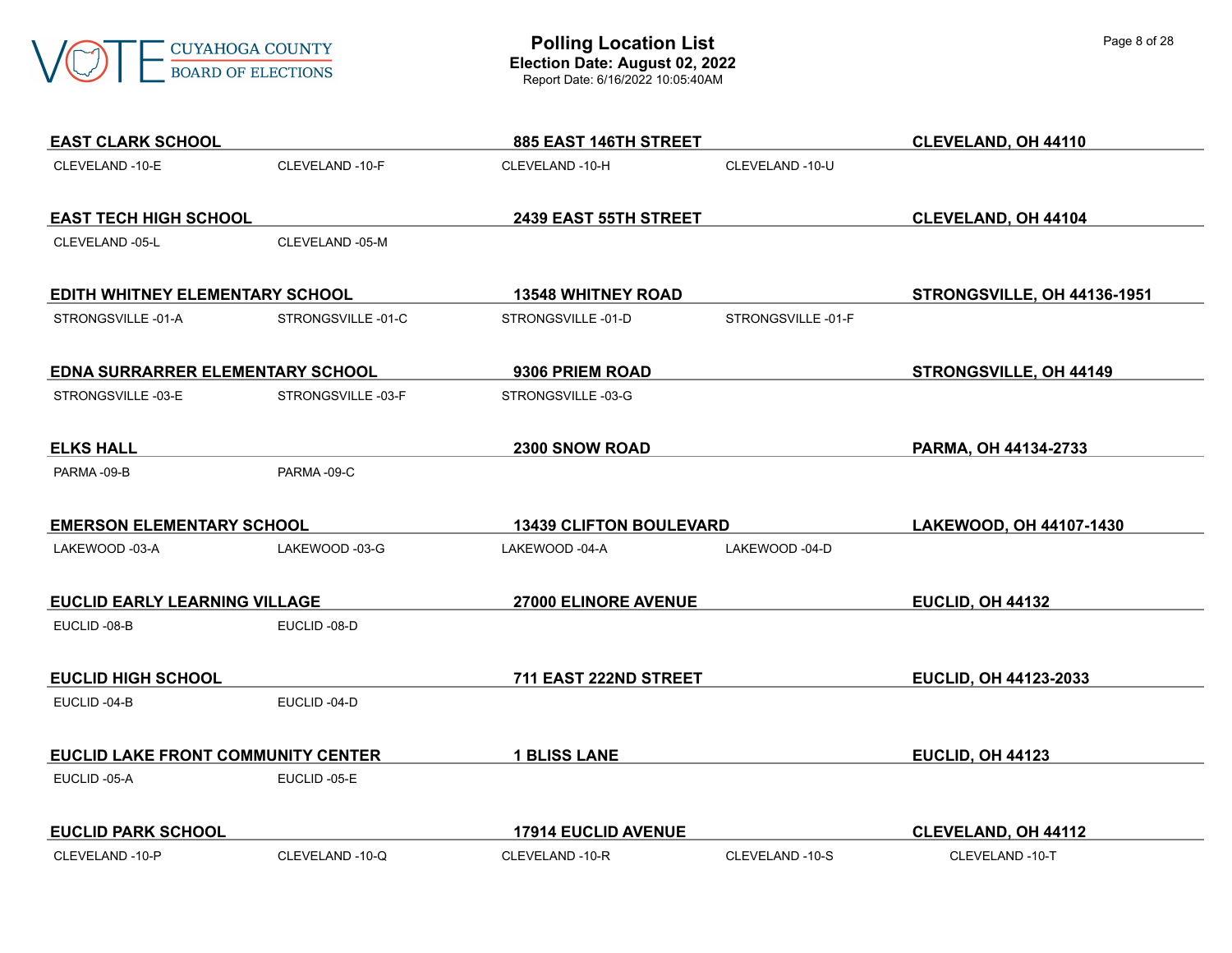# Polling Location List

**Election Date: August 02, 2022**

Report Date: 6/16/2022 10:05:40AM

**EAST CLARK SCHOOL** | **885 EAST 146TH STREET** | **CLEVELAND, OH 44110**

CLEVELAND -10-E, CLEVELAND -10-F, CLEVELAND -10-H, CLEVELAND -10-U

**EAST TECH HIGH SCHOOL** | **2439 EAST 55TH STREET** | **CLEVELAND, OH 44104**

CLEVELAND -05-L, CLEVELAND -05-M

**EDITH WHITNEY ELEMENTARY SCHOOL** | **13548 WHITNEY ROAD** | **STRONGSVILLE, OH 44136-1951**

STRONGSVILLE -01-A, STRONGSVILLE -01-C, STRONGSVILLE -01-D, STRONGSVILLE -01-F

**EDNA SURRARRER ELEMENTARY SCHOOL** | **9306 PRIEM ROAD** | **STRONGSVILLE, OH 44149**

STRONGSVILLE -03-E, STRONGSVILLE -03-F, STRONGSVILLE -03-G

**ELKS HALL** | **2300 SNOW ROAD** | **PARMA, OH 44134-2733**

PARMA -09-B, PARMA -09-C

**EMERSON ELEMENTARY SCHOOL** | **13439 CLIFTON BOULEVARD** | **LAKEWOOD, OH 44107-1430**

LAKEWOOD -03-A, LAKEWOOD -03-G, LAKEWOOD -04-A, LAKEWOOD -04-D

**EUCLID EARLY LEARNING VILLAGE** | **27000 ELINORE AVENUE** | **EUCLID, OH 44132**

EUCLID -08-B, EUCLID -08-D

**EUCLID HIGH SCHOOL** | **711 EAST 222ND STREET** | **EUCLID, OH 44123-2033**

EUCLID -04-B, EUCLID -04-D

**EUCLID LAKE FRONT COMMUNITY CENTER** | **1 BLISS LANE** | **EUCLID, OH 44123**

EUCLID -05-A, EUCLID -05-E

**EUCLID PARK SCHOOL** | **17914 EUCLID AVENUE** | **CLEVELAND, OH 44112**

CLEVELAND -10-P, CLEVELAND -10-Q, CLEVELAND -10-R, CLEVELAND -10-S, CLEVELAND -10-T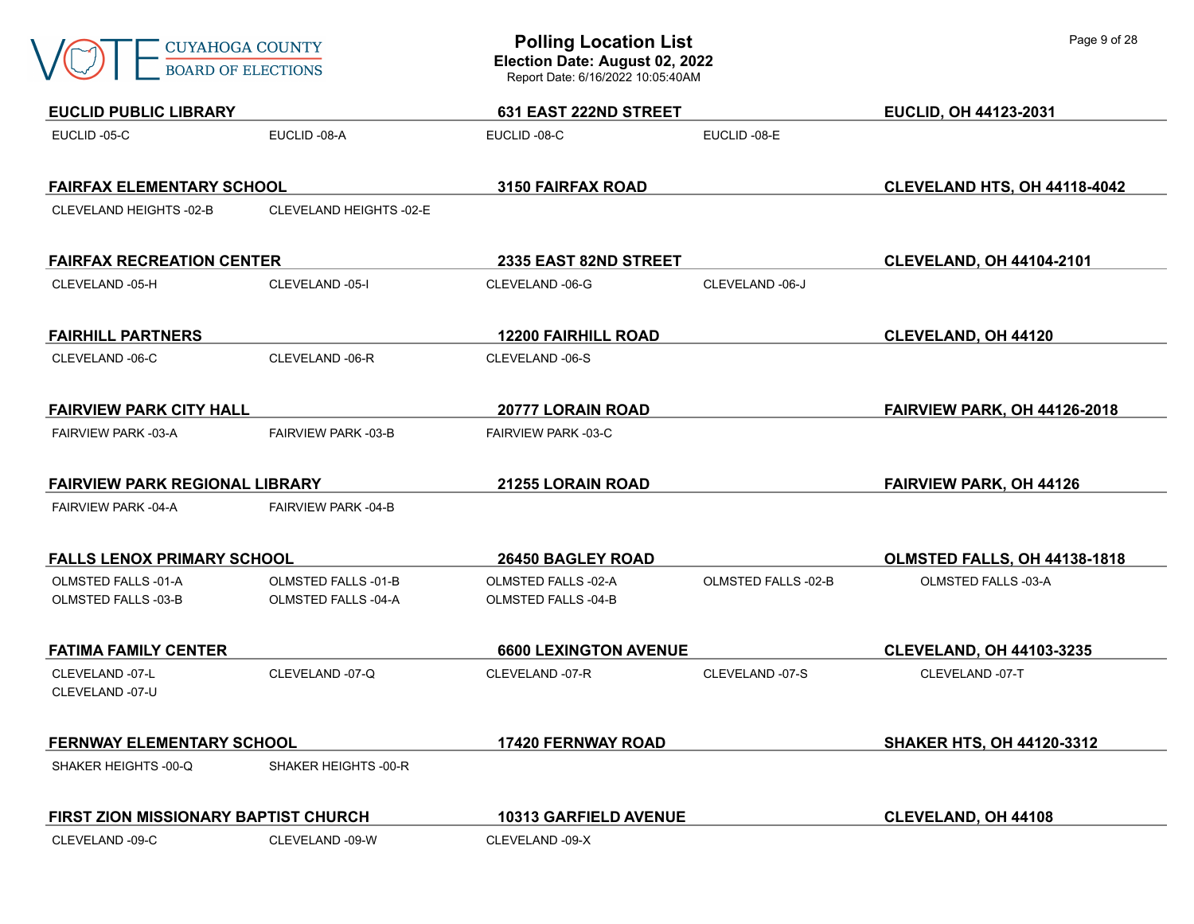# Polling Location List

**Election Date: August 02, 2022**

Report Date: 6/16/2022 10:05:40AM

**EUCLID PUBLIC LIBRARY** | **631 EAST 222ND STREET** | **EUCLID, OH 44123-2031**

EUCLID -05-C　EUCLID -08-A　EUCLID -08-C　EUCLID -08-E

**FAIRFAX ELEMENTARY SCHOOL** | **3150 FAIRFAX ROAD** | **CLEVELAND HTS, OH 44118-4042**

CLEVELAND HEIGHTS -02-B　CLEVELAND HEIGHTS -02-E

**FAIRFAX RECREATION CENTER** | **2335 EAST 82ND STREET** | **CLEVELAND, OH 44104-2101**

CLEVELAND -05-H　CLEVELAND -05-I　CLEVELAND -06-G　CLEVELAND -06-J

**FAIRHILL PARTNERS** | **12200 FAIRHILL ROAD** | **CLEVELAND, OH 44120**

CLEVELAND -06-C　CLEVELAND -06-R　CLEVELAND -06-S

**FAIRVIEW PARK CITY HALL** | **20777 LORAIN ROAD** | **FAIRVIEW PARK, OH 44126-2018**

FAIRVIEW PARK -03-A　FAIRVIEW PARK -03-B　FAIRVIEW PARK -03-C

**FAIRVIEW PARK REGIONAL LIBRARY** | **21255 LORAIN ROAD** | **FAIRVIEW PARK, OH 44126**

FAIRVIEW PARK -04-A　FAIRVIEW PARK -04-B

**FALLS LENOX PRIMARY SCHOOL** | **26450 BAGLEY ROAD** | **OLMSTED FALLS, OH 44138-1818**

OLMSTED FALLS -01-A　OLMSTED FALLS -01-B　OLMSTED FALLS -02-A　OLMSTED FALLS -02-B　OLMSTED FALLS -03-A
OLMSTED FALLS -03-B　OLMSTED FALLS -04-A　OLMSTED FALLS -04-B

**FATIMA FAMILY CENTER** | **6600 LEXINGTON AVENUE** | **CLEVELAND, OH 44103-3235**

CLEVELAND -07-L　CLEVELAND -07-Q　CLEVELAND -07-R　CLEVELAND -07-S　CLEVELAND -07-T
CLEVELAND -07-U

**FERNWAY ELEMENTARY SCHOOL** | **17420 FERNWAY ROAD** | **SHAKER HTS, OH 44120-3312**

SHAKER HEIGHTS -00-Q　SHAKER HEIGHTS -00-R

**FIRST ZION MISSIONARY BAPTIST CHURCH** | **10313 GARFIELD AVENUE** | **CLEVELAND, OH 44108**

CLEVELAND -09-C　CLEVELAND -09-W　CLEVELAND -09-X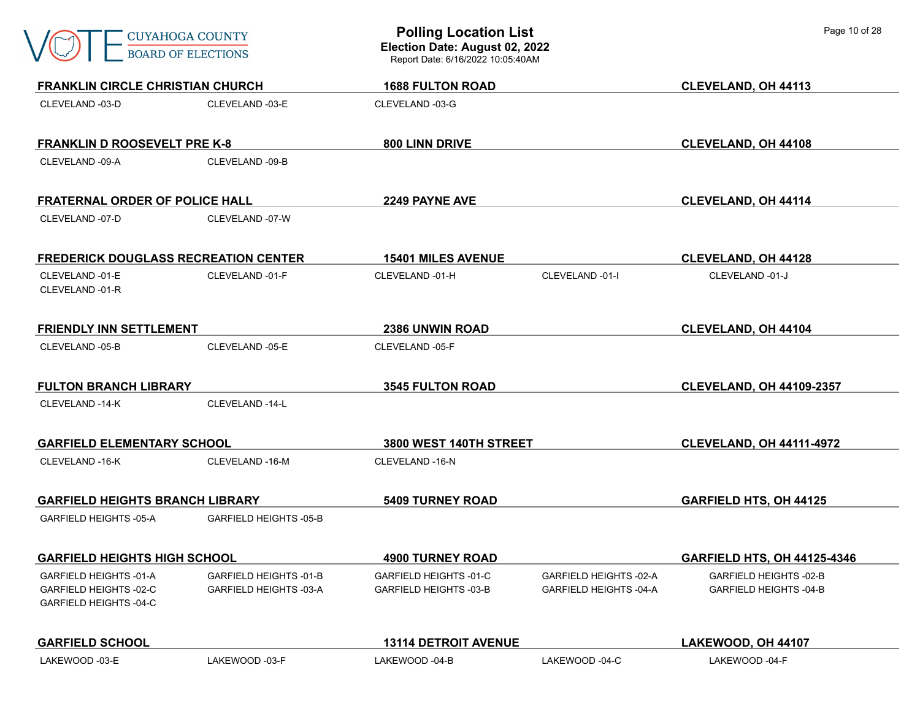# Polling Location List

**Election Date: August 02, 2022**

Report Date: 6/16/2022 10:05:40AM

### FRANKLIN CIRCLE CHRISTIAN CHURCH — 1688 FULTON ROAD — CLEVELAND, OH 44113

CLEVELAND -03-D, CLEVELAND -03-E, CLEVELAND -03-G

### FRANKLIN D ROOSEVELT PRE K-8 — 800 LINN DRIVE — CLEVELAND, OH 44108

CLEVELAND -09-A, CLEVELAND -09-B

### FRATERNAL ORDER OF POLICE HALL — 2249 PAYNE AVE — CLEVELAND, OH 44114

CLEVELAND -07-D, CLEVELAND -07-W

### FREDERICK DOUGLASS RECREATION CENTER — 15401 MILES AVENUE — CLEVELAND, OH 44128

CLEVELAND -01-E, CLEVELAND -01-F, CLEVELAND -01-H, CLEVELAND -01-I, CLEVELAND -01-J, CLEVELAND -01-R

### FRIENDLY INN SETTLEMENT — 2386 UNWIN ROAD — CLEVELAND, OH 44104

CLEVELAND -05-B, CLEVELAND -05-E, CLEVELAND -05-F

### FULTON BRANCH LIBRARY — 3545 FULTON ROAD — CLEVELAND, OH 44109-2357

CLEVELAND -14-K, CLEVELAND -14-L

### GARFIELD ELEMENTARY SCHOOL — 3800 WEST 140TH STREET — CLEVELAND, OH 44111-4972

CLEVELAND -16-K, CLEVELAND -16-M, CLEVELAND -16-N

### GARFIELD HEIGHTS BRANCH LIBRARY — 5409 TURNEY ROAD — GARFIELD HTS, OH 44125

GARFIELD HEIGHTS -05-A, GARFIELD HEIGHTS -05-B

### GARFIELD HEIGHTS HIGH SCHOOL — 4900 TURNEY ROAD — GARFIELD HTS, OH 44125-4346

GARFIELD HEIGHTS -01-A, GARFIELD HEIGHTS -01-B, GARFIELD HEIGHTS -01-C, GARFIELD HEIGHTS -02-A, GARFIELD HEIGHTS -02-B, GARFIELD HEIGHTS -02-C, GARFIELD HEIGHTS -03-A, GARFIELD HEIGHTS -03-B, GARFIELD HEIGHTS -04-A, GARFIELD HEIGHTS -04-B, GARFIELD HEIGHTS -04-C

### GARFIELD SCHOOL — 13114 DETROIT AVENUE — LAKEWOOD, OH 44107

LAKEWOOD -03-E, LAKEWOOD -03-F, LAKEWOOD -04-B, LAKEWOOD -04-C, LAKEWOOD -04-F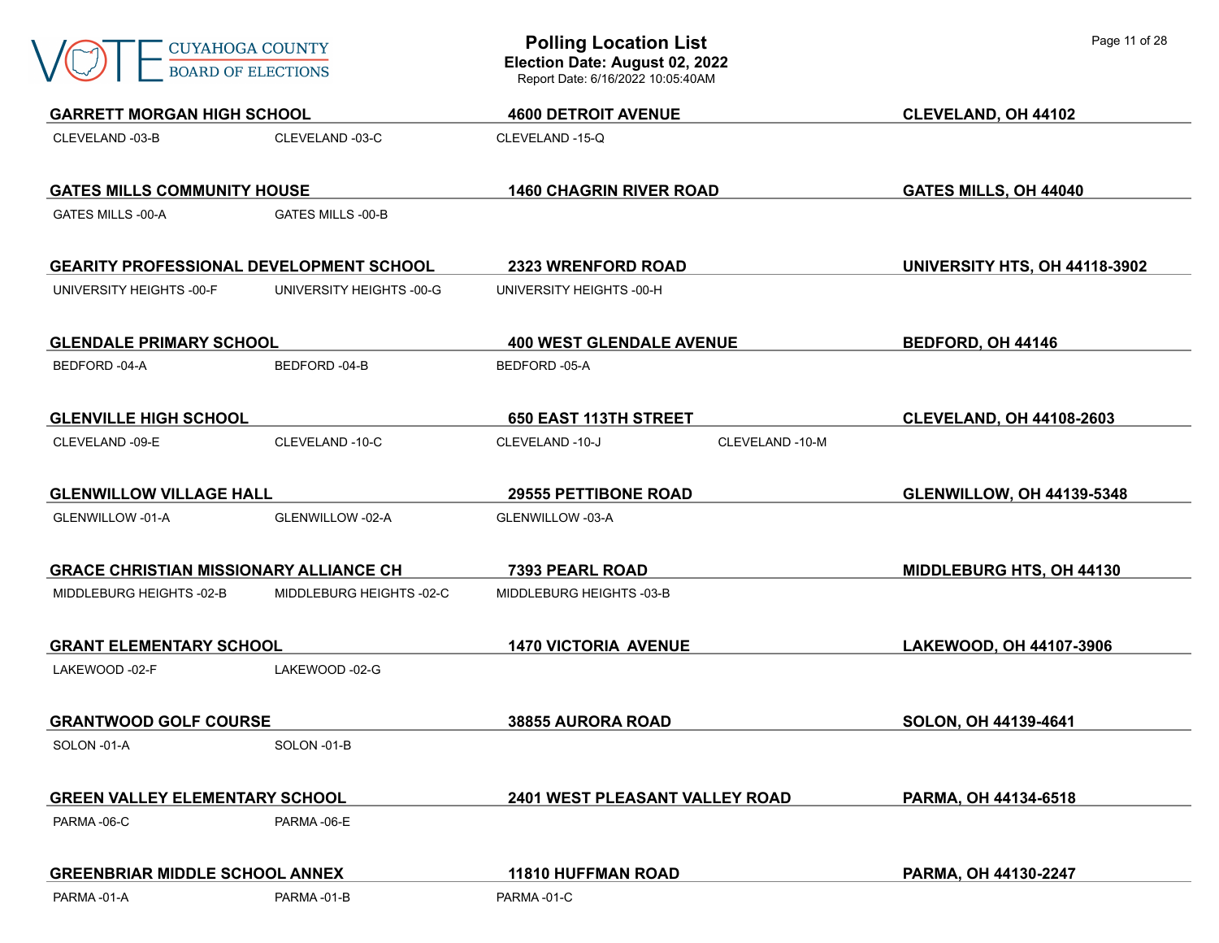# Polling Location List

**Election Date: August 02, 2022**

Report Date: 6/16/2022 10:05:40AM

**GARRETT MORGAN HIGH SCHOOL** | **4600 DETROIT AVENUE** | **CLEVELAND, OH 44102**

CLEVELAND -03-B, CLEVELAND -03-C, CLEVELAND -15-Q

**GATES MILLS COMMUNITY HOUSE** | **1460 CHAGRIN RIVER ROAD** | **GATES MILLS, OH 44040**

GATES MILLS -00-A, GATES MILLS -00-B

**GEARITY PROFESSIONAL DEVELOPMENT SCHOOL** | **2323 WRENFORD ROAD** | **UNIVERSITY HTS, OH 44118-3902**

UNIVERSITY HEIGHTS -00-F, UNIVERSITY HEIGHTS -00-G, UNIVERSITY HEIGHTS -00-H

**GLENDALE PRIMARY SCHOOL** | **400 WEST GLENDALE AVENUE** | **BEDFORD, OH 44146**

BEDFORD -04-A, BEDFORD -04-B, BEDFORD -05-A

**GLENVILLE HIGH SCHOOL** | **650 EAST 113TH STREET** | **CLEVELAND, OH 44108-2603**

CLEVELAND -09-E, CLEVELAND -10-C, CLEVELAND -10-J, CLEVELAND -10-M

**GLENWILLOW VILLAGE HALL** | **29555 PETTIBONE ROAD** | **GLENWILLOW, OH 44139-5348**

GLENWILLOW -01-A, GLENWILLOW -02-A, GLENWILLOW -03-A

**GRACE CHRISTIAN MISSIONARY ALLIANCE CH** | **7393 PEARL ROAD** | **MIDDLEBURG HTS, OH 44130**

MIDDLEBURG HEIGHTS -02-B, MIDDLEBURG HEIGHTS -02-C, MIDDLEBURG HEIGHTS -03-B

**GRANT ELEMENTARY SCHOOL** | **1470 VICTORIA AVENUE** | **LAKEWOOD, OH 44107-3906**

LAKEWOOD -02-F, LAKEWOOD -02-G

**GRANTWOOD GOLF COURSE** | **38855 AURORA ROAD** | **SOLON, OH 44139-4641**

SOLON -01-A, SOLON -01-B

**GREEN VALLEY ELEMENTARY SCHOOL** | **2401 WEST PLEASANT VALLEY ROAD** | **PARMA, OH 44134-6518**

PARMA -06-C, PARMA -06-E

**GREENBRIAR MIDDLE SCHOOL ANNEX** | **11810 HUFFMAN ROAD** | **PARMA, OH 44130-2247**

PARMA -01-A, PARMA -01-B, PARMA -01-C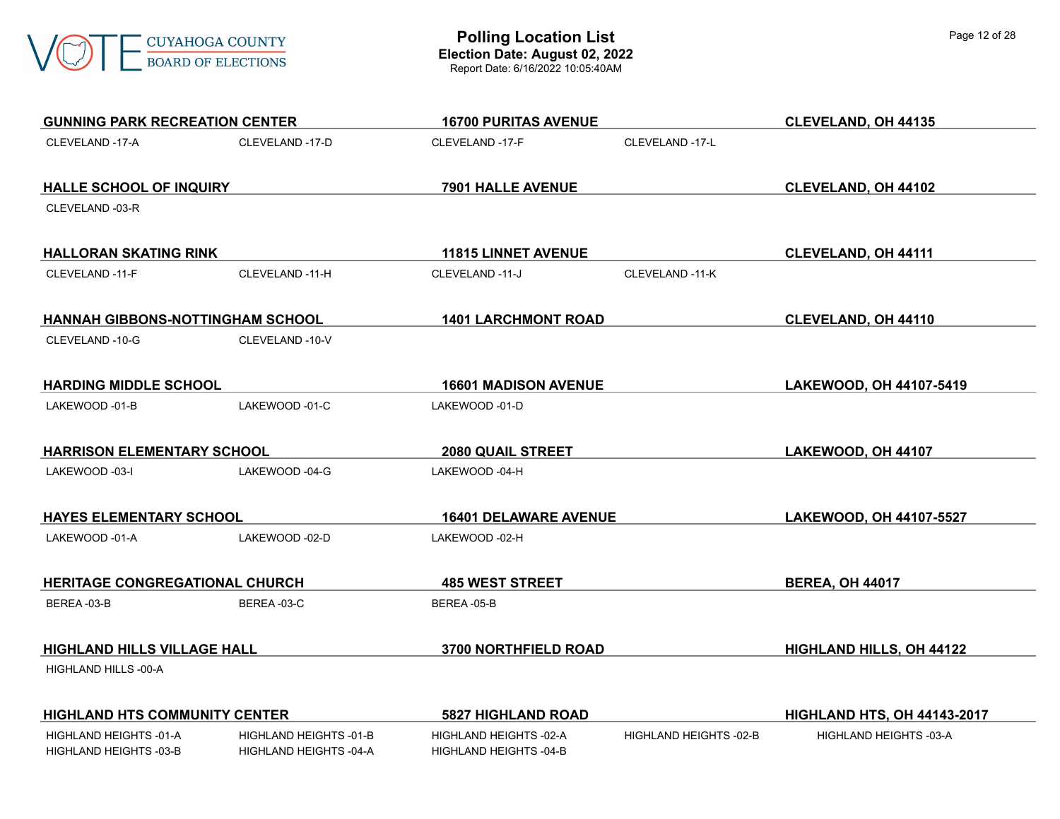# Polling Location List

**Election Date: August 02, 2022**

Report Date: 6/16/2022 10:05:40AM

**GUNNING PARK RECREATION CENTER** | **16700 PURITAS AVENUE** | **CLEVELAND, OH 44135**

CLEVELAND -17-A  CLEVELAND -17-D  CLEVELAND -17-F  CLEVELAND -17-L

**HALLE SCHOOL OF INQUIRY** | **7901 HALLE AVENUE** | **CLEVELAND, OH 44102**

CLEVELAND -03-R

**HALLORAN SKATING RINK** | **11815 LINNET AVENUE** | **CLEVELAND, OH 44111**

CLEVELAND -11-F  CLEVELAND -11-H  CLEVELAND -11-J  CLEVELAND -11-K

**HANNAH GIBBONS-NOTTINGHAM SCHOOL** | **1401 LARCHMONT ROAD** | **CLEVELAND, OH 44110**

CLEVELAND -10-G  CLEVELAND -10-V

**HARDING MIDDLE SCHOOL** | **16601 MADISON AVENUE** | **LAKEWOOD, OH 44107-5419**

LAKEWOOD -01-B  LAKEWOOD -01-C  LAKEWOOD -01-D

**HARRISON ELEMENTARY SCHOOL** | **2080 QUAIL STREET** | **LAKEWOOD, OH 44107**

LAKEWOOD -03-I  LAKEWOOD -04-G  LAKEWOOD -04-H

**HAYES ELEMENTARY SCHOOL** | **16401 DELAWARE AVENUE** | **LAKEWOOD, OH 44107-5527**

LAKEWOOD -01-A  LAKEWOOD -02-D  LAKEWOOD -02-H

**HERITAGE CONGREGATIONAL CHURCH** | **485 WEST STREET** | **BEREA, OH 44017**

BEREA -03-B  BEREA -03-C  BEREA -05-B

**HIGHLAND HILLS VILLAGE HALL** | **3700 NORTHFIELD ROAD** | **HIGHLAND HILLS, OH 44122**

HIGHLAND HILLS -00-A

**HIGHLAND HTS COMMUNITY CENTER** | **5827 HIGHLAND ROAD** | **HIGHLAND HTS, OH 44143-2017**

HIGHLAND HEIGHTS -01-A  HIGHLAND HEIGHTS -01-B  HIGHLAND HEIGHTS -02-A  HIGHLAND HEIGHTS -02-B  HIGHLAND HEIGHTS -03-A
HIGHLAND HEIGHTS -03-B  HIGHLAND HEIGHTS -04-A  HIGHLAND HEIGHTS -04-B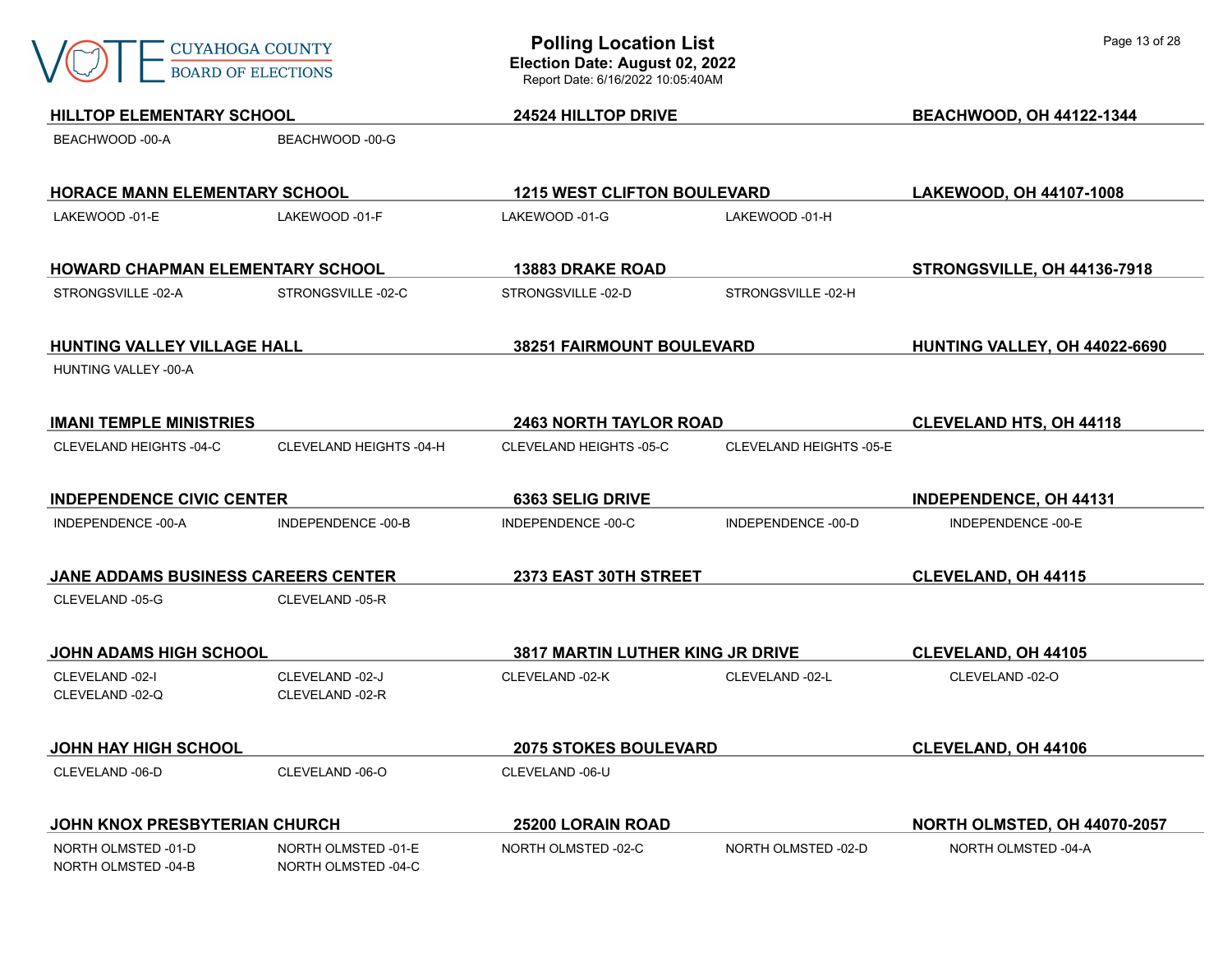**HILLTOP ELEMENTARY SCHOOL** | **24524 HILLTOP DRIVE** | **BEACHWOOD, OH 44122-1344**

BEACHWOOD -00-A  
BEACHWOOD -00-G

**HORACE MANN ELEMENTARY SCHOOL** | **1215 WEST CLIFTON BOULEVARD** | **LAKEWOOD, OH 44107-1008**

LAKEWOOD -01-E  
LAKEWOOD -01-F  
LAKEWOOD -01-G  
LAKEWOOD -01-H

**HOWARD CHAPMAN ELEMENTARY SCHOOL** | **13883 DRAKE ROAD** | **STRONGSVILLE, OH 44136-7918**

STRONGSVILLE -02-A  
STRONGSVILLE -02-C  
STRONGSVILLE -02-D  
STRONGSVILLE -02-H

**HUNTING VALLEY VILLAGE HALL** | **38251 FAIRMOUNT BOULEVARD** | **HUNTING VALLEY, OH 44022-6690**

HUNTING VALLEY -00-A

**IMANI TEMPLE MINISTRIES** | **2463 NORTH TAYLOR ROAD** | **CLEVELAND HTS, OH 44118**

CLEVELAND HEIGHTS -04-C  
CLEVELAND HEIGHTS -04-H  
CLEVELAND HEIGHTS -05-C  
CLEVELAND HEIGHTS -05-E

**INDEPENDENCE CIVIC CENTER** | **6363 SELIG DRIVE** | **INDEPENDENCE, OH 44131**

INDEPENDENCE -00-A  
INDEPENDENCE -00-B  
INDEPENDENCE -00-C  
INDEPENDENCE -00-D  
INDEPENDENCE -00-E

**JANE ADDAMS BUSINESS CAREERS CENTER** | **2373 EAST 30TH STREET** | **CLEVELAND, OH 44115**

CLEVELAND -05-G  
CLEVELAND -05-R

**JOHN ADAMS HIGH SCHOOL** | **3817 MARTIN LUTHER KING JR DRIVE** | **CLEVELAND, OH 44105**

CLEVELAND -02-I  
CLEVELAND -02-J  
CLEVELAND -02-K  
CLEVELAND -02-L  
CLEVELAND -02-O  
CLEVELAND -02-Q  
CLEVELAND -02-R

**JOHN HAY HIGH SCHOOL** | **2075 STOKES BOULEVARD** | **CLEVELAND, OH 44106**

CLEVELAND -06-D  
CLEVELAND -06-O  
CLEVELAND -06-U

**JOHN KNOX PRESBYTERIAN CHURCH** | **25200 LORAIN ROAD** | **NORTH OLMSTED, OH 44070-2057**

NORTH OLMSTED -01-D  
NORTH OLMSTED -01-E  
NORTH OLMSTED -02-C  
NORTH OLMSTED -02-D  
NORTH OLMSTED -04-A  
NORTH OLMSTED -04-B  
NORTH OLMSTED -04-C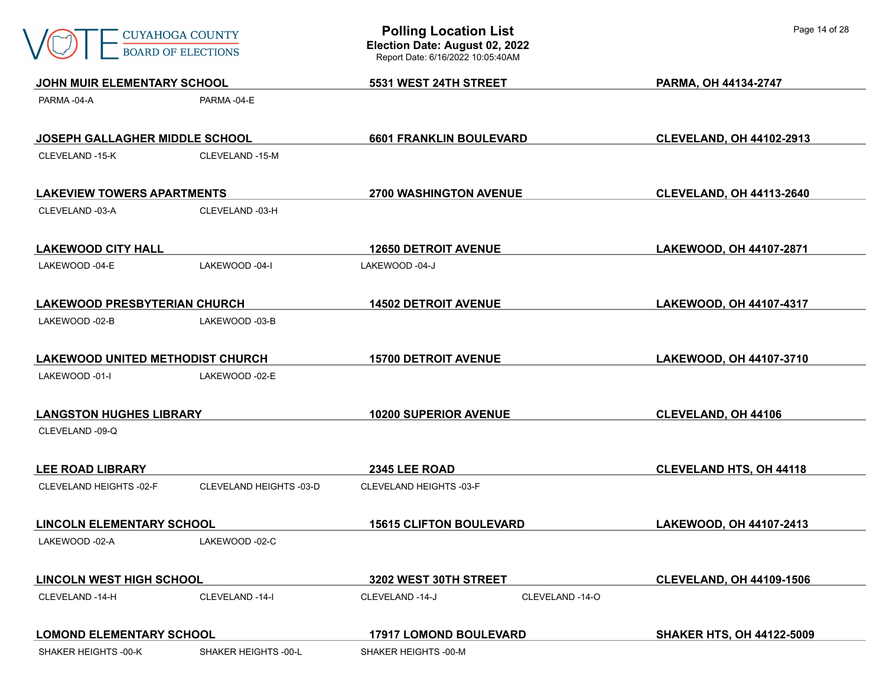# Polling Location List

**Election Date: August 02, 2022**

Report Date: 6/16/2022 10:05:40AM

**JOHN MUIR ELEMENTARY SCHOOL** | **5531 WEST 24TH STREET** | **PARMA, OH 44134-2747**

PARMA -04-A    PARMA -04-E

**JOSEPH GALLAGHER MIDDLE SCHOOL** | **6601 FRANKLIN BOULEVARD** | **CLEVELAND, OH 44102-2913**

CLEVELAND -15-K    CLEVELAND -15-M

**LAKEVIEW TOWERS APARTMENTS** | **2700 WASHINGTON AVENUE** | **CLEVELAND, OH 44113-2640**

CLEVELAND -03-A    CLEVELAND -03-H

**LAKEWOOD CITY HALL** | **12650 DETROIT AVENUE** | **LAKEWOOD, OH 44107-2871**

LAKEWOOD -04-E    LAKEWOOD -04-I    LAKEWOOD -04-J

**LAKEWOOD PRESBYTERIAN CHURCH** | **14502 DETROIT AVENUE** | **LAKEWOOD, OH 44107-4317**

LAKEWOOD -02-B    LAKEWOOD -03-B

**LAKEWOOD UNITED METHODIST CHURCH** | **15700 DETROIT AVENUE** | **LAKEWOOD, OH 44107-3710**

LAKEWOOD -01-I    LAKEWOOD -02-E

**LANGSTON HUGHES LIBRARY** | **10200 SUPERIOR AVENUE** | **CLEVELAND, OH 44106**

CLEVELAND -09-Q

**LEE ROAD LIBRARY** | **2345 LEE ROAD** | **CLEVELAND HTS, OH 44118**

CLEVELAND HEIGHTS -02-F    CLEVELAND HEIGHTS -03-D    CLEVELAND HEIGHTS -03-F

**LINCOLN ELEMENTARY SCHOOL** | **15615 CLIFTON BOULEVARD** | **LAKEWOOD, OH 44107-2413**

LAKEWOOD -02-A    LAKEWOOD -02-C

**LINCOLN WEST HIGH SCHOOL** | **3202 WEST 30TH STREET** | **CLEVELAND, OH 44109-1506**

CLEVELAND -14-H    CLEVELAND -14-I    CLEVELAND -14-J    CLEVELAND -14-O

**LOMOND ELEMENTARY SCHOOL** | **17917 LOMOND BOULEVARD** | **SHAKER HTS, OH 44122-5009**

SHAKER HEIGHTS -00-K    SHAKER HEIGHTS -00-L    SHAKER HEIGHTS -00-M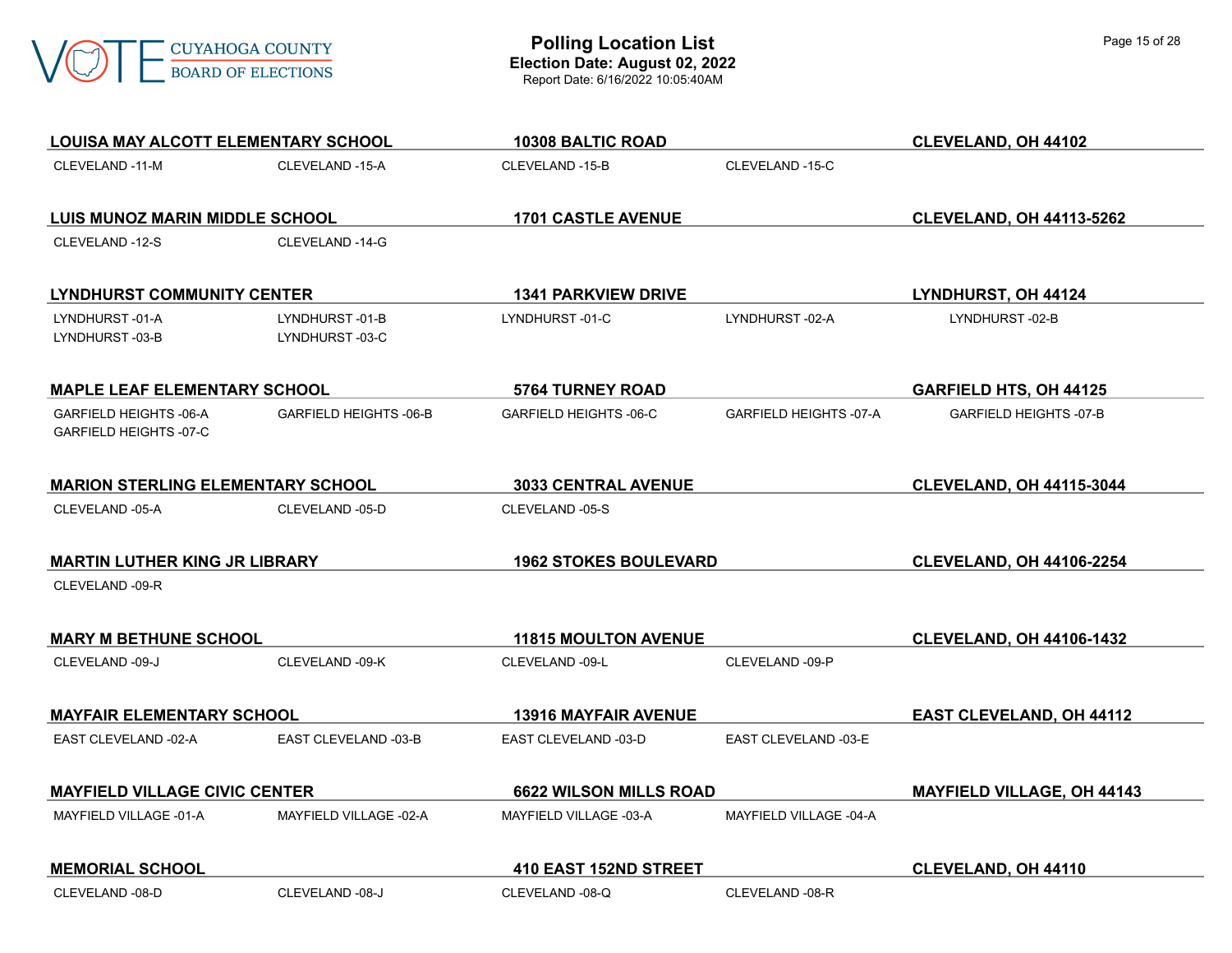**LOUISA MAY ALCOTT ELEMENTARY SCHOOL** — **10308 BALTIC ROAD** — **CLEVELAND, OH 44102**

CLEVELAND -11-M | CLEVELAND -15-A | CLEVELAND -15-B | CLEVELAND -15-C

**LUIS MUNOZ MARIN MIDDLE SCHOOL** — **1701 CASTLE AVENUE** — **CLEVELAND, OH 44113-5262**

CLEVELAND -12-S | CLEVELAND -14-G

**LYNDHURST COMMUNITY CENTER** — **1341 PARKVIEW DRIVE** — **LYNDHURST, OH 44124**

LYNDHURST -01-A | LYNDHURST -01-B | LYNDHURST -01-C | LYNDHURST -02-A | LYNDHURST -02-B | LYNDHURST -03-B | LYNDHURST -03-C

**MAPLE LEAF ELEMENTARY SCHOOL** — **5764 TURNEY ROAD** — **GARFIELD HTS, OH 44125**

GARFIELD HEIGHTS -06-A | GARFIELD HEIGHTS -06-B | GARFIELD HEIGHTS -06-C | GARFIELD HEIGHTS -07-A | GARFIELD HEIGHTS -07-B | GARFIELD HEIGHTS -07-C

**MARION STERLING ELEMENTARY SCHOOL** — **3033 CENTRAL AVENUE** — **CLEVELAND, OH 44115-3044**

CLEVELAND -05-A | CLEVELAND -05-D | CLEVELAND -05-S

**MARTIN LUTHER KING JR LIBRARY** — **1962 STOKES BOULEVARD** — **CLEVELAND, OH 44106-2254**

CLEVELAND -09-R

**MARY M BETHUNE SCHOOL** — **11815 MOULTON AVENUE** — **CLEVELAND, OH 44106-1432**

CLEVELAND -09-J | CLEVELAND -09-K | CLEVELAND -09-L | CLEVELAND -09-P

**MAYFAIR ELEMENTARY SCHOOL** — **13916 MAYFAIR AVENUE** — **EAST CLEVELAND, OH 44112**

EAST CLEVELAND -02-A | EAST CLEVELAND -03-B | EAST CLEVELAND -03-D | EAST CLEVELAND -03-E

**MAYFIELD VILLAGE CIVIC CENTER** — **6622 WILSON MILLS ROAD** — **MAYFIELD VILLAGE, OH 44143**

MAYFIELD VILLAGE -01-A | MAYFIELD VILLAGE -02-A | MAYFIELD VILLAGE -03-A | MAYFIELD VILLAGE -04-A

**MEMORIAL SCHOOL** — **410 EAST 152ND STREET** — **CLEVELAND, OH 44110**

CLEVELAND -08-D | CLEVELAND -08-J | CLEVELAND -08-Q | CLEVELAND -08-R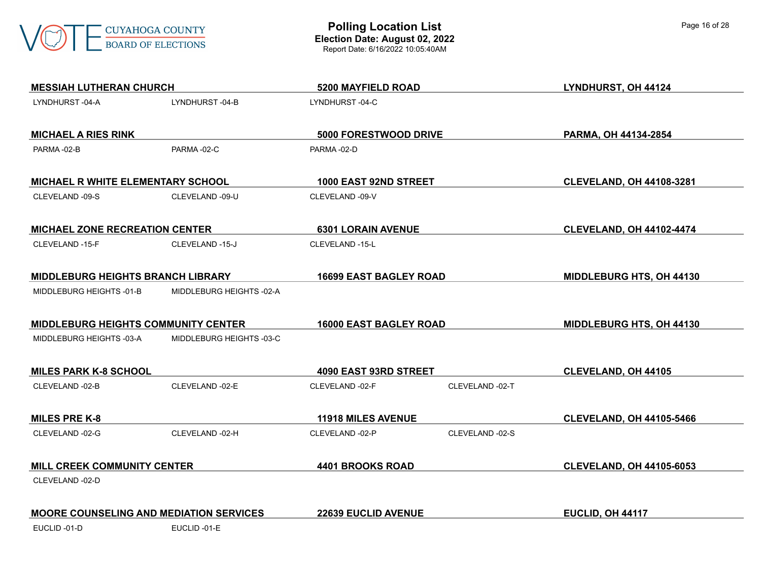# Polling Location List

**Election Date: August 02, 2022**

Report Date: 6/16/2022 10:05:40AM

**MESSIAH LUTHERAN CHURCH** | **5200 MAYFIELD ROAD** | **LYNDHURST, OH 44124**

LYNDHURST -04-A, LYNDHURST -04-B, LYNDHURST -04-C

**MICHAEL A RIES RINK** | **5000 FORESTWOOD DRIVE** | **PARMA, OH 44134-2854**

PARMA -02-B, PARMA -02-C, PARMA -02-D

**MICHAEL R WHITE ELEMENTARY SCHOOL** | **1000 EAST 92ND STREET** | **CLEVELAND, OH 44108-3281**

CLEVELAND -09-S, CLEVELAND -09-U, CLEVELAND -09-V

**MICHAEL ZONE RECREATION CENTER** | **6301 LORAIN AVENUE** | **CLEVELAND, OH 44102-4474**

CLEVELAND -15-F, CLEVELAND -15-J, CLEVELAND -15-L

**MIDDLEBURG HEIGHTS BRANCH LIBRARY** | **16699 EAST BAGLEY ROAD** | **MIDDLEBURG HTS, OH 44130**

MIDDLEBURG HEIGHTS -01-B, MIDDLEBURG HEIGHTS -02-A

**MIDDLEBURG HEIGHTS COMMUNITY CENTER** | **16000 EAST BAGLEY ROAD** | **MIDDLEBURG HTS, OH 44130**

MIDDLEBURG HEIGHTS -03-A, MIDDLEBURG HEIGHTS -03-C

**MILES PARK K-8 SCHOOL** | **4090 EAST 93RD STREET** | **CLEVELAND, OH 44105**

CLEVELAND -02-B, CLEVELAND -02-E, CLEVELAND -02-F, CLEVELAND -02-T

**MILES PRE K-8** | **11918 MILES AVENUE** | **CLEVELAND, OH 44105-5466**

CLEVELAND -02-G, CLEVELAND -02-H, CLEVELAND -02-P, CLEVELAND -02-S

**MILL CREEK COMMUNITY CENTER** | **4401 BROOKS ROAD** | **CLEVELAND, OH 44105-6053**

CLEVELAND -02-D

**MOORE COUNSELING AND MEDIATION SERVICES** | **22639 EUCLID AVENUE** | **EUCLID, OH 44117**

EUCLID -01-D, EUCLID -01-E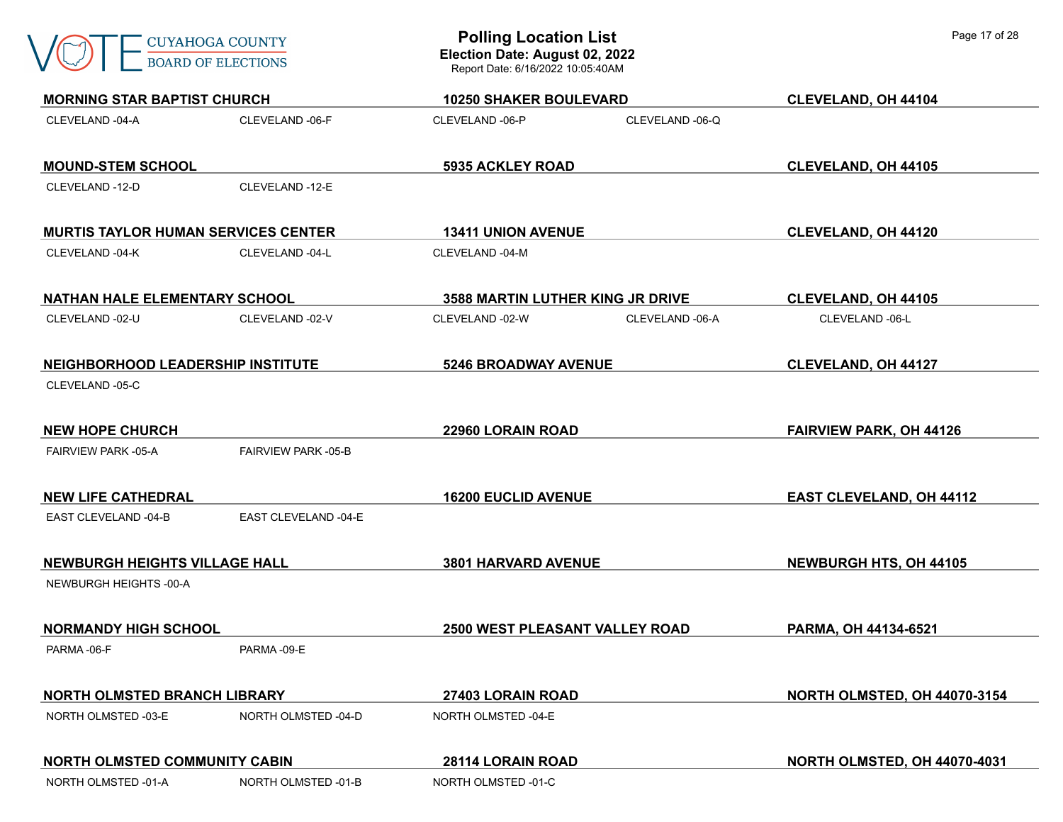**MORNING STAR BAPTIST CHURCH** | **10250 SHAKER BOULEVARD** | **CLEVELAND, OH 44104**

CLEVELAND -04-A    CLEVELAND -06-F    CLEVELAND -06-P    CLEVELAND -06-Q

**MOUND-STEM SCHOOL** | **5935 ACKLEY ROAD** | **CLEVELAND, OH 44105**

CLEVELAND -12-D    CLEVELAND -12-E

**MURTIS TAYLOR HUMAN SERVICES CENTER** | **13411 UNION AVENUE** | **CLEVELAND, OH 44120**

CLEVELAND -04-K    CLEVELAND -04-L    CLEVELAND -04-M

**NATHAN HALE ELEMENTARY SCHOOL** | **3588 MARTIN LUTHER KING JR DRIVE** | **CLEVELAND, OH 44105**

CLEVELAND -02-U    CLEVELAND -02-V    CLEVELAND -02-W    CLEVELAND -06-A    CLEVELAND -06-L

**NEIGHBORHOOD LEADERSHIP INSTITUTE** | **5246 BROADWAY AVENUE** | **CLEVELAND, OH 44127**

CLEVELAND -05-C

**NEW HOPE CHURCH** | **22960 LORAIN ROAD** | **FAIRVIEW PARK, OH 44126**

FAIRVIEW PARK -05-A    FAIRVIEW PARK -05-B

**NEW LIFE CATHEDRAL** | **16200 EUCLID AVENUE** | **EAST CLEVELAND, OH 44112**

EAST CLEVELAND -04-B    EAST CLEVELAND -04-E

**NEWBURGH HEIGHTS VILLAGE HALL** | **3801 HARVARD AVENUE** | **NEWBURGH HTS, OH 44105**

NEWBURGH HEIGHTS -00-A

**NORMANDY HIGH SCHOOL** | **2500 WEST PLEASANT VALLEY ROAD** | **PARMA, OH 44134-6521**

PARMA -06-F    PARMA -09-E

**NORTH OLMSTED BRANCH LIBRARY** | **27403 LORAIN ROAD** | **NORTH OLMSTED, OH 44070-3154**

NORTH OLMSTED -03-E    NORTH OLMSTED -04-D    NORTH OLMSTED -04-E

**NORTH OLMSTED COMMUNITY CABIN** | **28114 LORAIN ROAD** | **NORTH OLMSTED, OH 44070-4031**

NORTH OLMSTED -01-A    NORTH OLMSTED -01-B    NORTH OLMSTED -01-C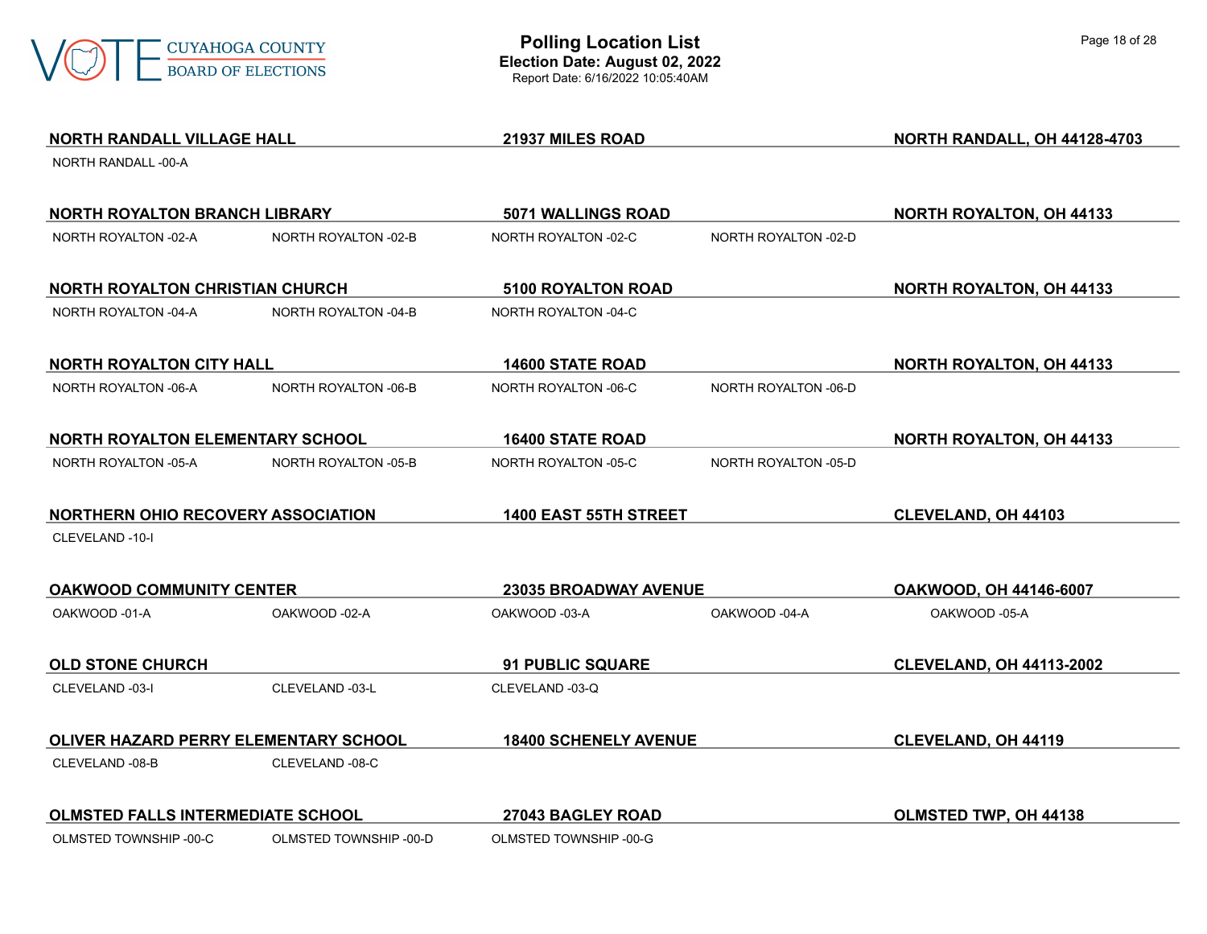**NORTH RANDALL VILLAGE HALL** | **21937 MILES ROAD** | **NORTH RANDALL, OH 44128-4703**

NORTH RANDALL -00-A

**NORTH ROYALTON BRANCH LIBRARY** | **5071 WALLINGS ROAD** | **NORTH ROYALTON, OH 44133**

NORTH ROYALTON -02-A　NORTH ROYALTON -02-B　NORTH ROYALTON -02-C　NORTH ROYALTON -02-D

**NORTH ROYALTON CHRISTIAN CHURCH** | **5100 ROYALTON ROAD** | **NORTH ROYALTON, OH 44133**

NORTH ROYALTON -04-A　NORTH ROYALTON -04-B　NORTH ROYALTON -04-C

**NORTH ROYALTON CITY HALL** | **14600 STATE ROAD** | **NORTH ROYALTON, OH 44133**

NORTH ROYALTON -06-A　NORTH ROYALTON -06-B　NORTH ROYALTON -06-C　NORTH ROYALTON -06-D

**NORTH ROYALTON ELEMENTARY SCHOOL** | **16400 STATE ROAD** | **NORTH ROYALTON, OH 44133**

NORTH ROYALTON -05-A　NORTH ROYALTON -05-B　NORTH ROYALTON -05-C　NORTH ROYALTON -05-D

**NORTHERN OHIO RECOVERY ASSOCIATION** | **1400 EAST 55TH STREET** | **CLEVELAND, OH 44103**

CLEVELAND -10-I

**OAKWOOD COMMUNITY CENTER** | **23035 BROADWAY AVENUE** | **OAKWOOD, OH 44146-6007**

OAKWOOD -01-A　OAKWOOD -02-A　OAKWOOD -03-A　OAKWOOD -04-A　OAKWOOD -05-A

**OLD STONE CHURCH** | **91 PUBLIC SQUARE** | **CLEVELAND, OH 44113-2002**

CLEVELAND -03-I　CLEVELAND -03-L　CLEVELAND -03-Q

**OLIVER HAZARD PERRY ELEMENTARY SCHOOL** | **18400 SCHENELY AVENUE** | **CLEVELAND, OH 44119**

CLEVELAND -08-B　CLEVELAND -08-C

**OLMSTED FALLS INTERMEDIATE SCHOOL** | **27043 BAGLEY ROAD** | **OLMSTED TWP, OH 44138**

OLMSTED TOWNSHIP -00-C　OLMSTED TOWNSHIP -00-D　OLMSTED TOWNSHIP -00-G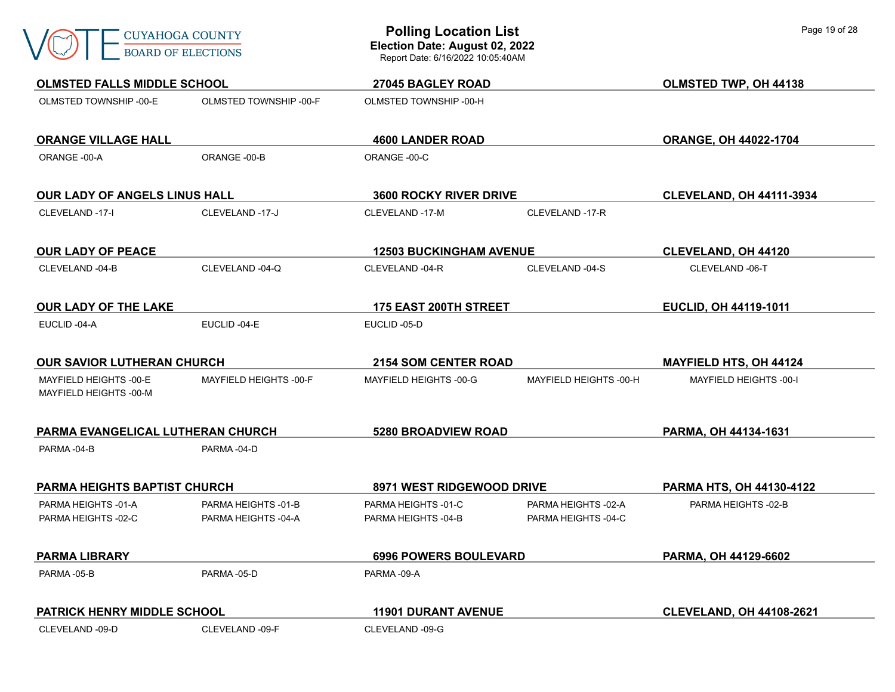# Polling Location List

**Election Date: August 02, 2022**

Report Date: 6/16/2022 10:05:40AM

### OLMSTED FALLS MIDDLE SCHOOL — 27045 BAGLEY ROAD — OLMSTED TWP, OH 44138

OLMSTED TOWNSHIP -00-E, OLMSTED TOWNSHIP -00-F, OLMSTED TOWNSHIP -00-H

### ORANGE VILLAGE HALL — 4600 LANDER ROAD — ORANGE, OH 44022-1704

ORANGE -00-A, ORANGE -00-B, ORANGE -00-C

### OUR LADY OF ANGELS LINUS HALL — 3600 ROCKY RIVER DRIVE — CLEVELAND, OH 44111-3934

CLEVELAND -17-I, CLEVELAND -17-J, CLEVELAND -17-M, CLEVELAND -17-R

### OUR LADY OF PEACE — 12503 BUCKINGHAM AVENUE — CLEVELAND, OH 44120

CLEVELAND -04-B, CLEVELAND -04-Q, CLEVELAND -04-R, CLEVELAND -04-S, CLEVELAND -06-T

### OUR LADY OF THE LAKE — 175 EAST 200TH STREET — EUCLID, OH 44119-1011

EUCLID -04-A, EUCLID -04-E, EUCLID -05-D

### OUR SAVIOR LUTHERAN CHURCH — 2154 SOM CENTER ROAD — MAYFIELD HTS, OH 44124

MAYFIELD HEIGHTS -00-E, MAYFIELD HEIGHTS -00-F, MAYFIELD HEIGHTS -00-G, MAYFIELD HEIGHTS -00-H, MAYFIELD HEIGHTS -00-I, MAYFIELD HEIGHTS -00-M

### PARMA EVANGELICAL LUTHERAN CHURCH — 5280 BROADVIEW ROAD — PARMA, OH 44134-1631

PARMA -04-B, PARMA -04-D

### PARMA HEIGHTS BAPTIST CHURCH — 8971 WEST RIDGEWOOD DRIVE — PARMA HTS, OH 44130-4122

PARMA HEIGHTS -01-A, PARMA HEIGHTS -01-B, PARMA HEIGHTS -01-C, PARMA HEIGHTS -02-A, PARMA HEIGHTS -02-B, PARMA HEIGHTS -02-C, PARMA HEIGHTS -04-A, PARMA HEIGHTS -04-B, PARMA HEIGHTS -04-C

### PARMA LIBRARY — 6996 POWERS BOULEVARD — PARMA, OH 44129-6602

PARMA -05-B, PARMA -05-D, PARMA -09-A

### PATRICK HENRY MIDDLE SCHOOL — 11901 DURANT AVENUE — CLEVELAND, OH 44108-2621

CLEVELAND -09-D, CLEVELAND -09-F, CLEVELAND -09-G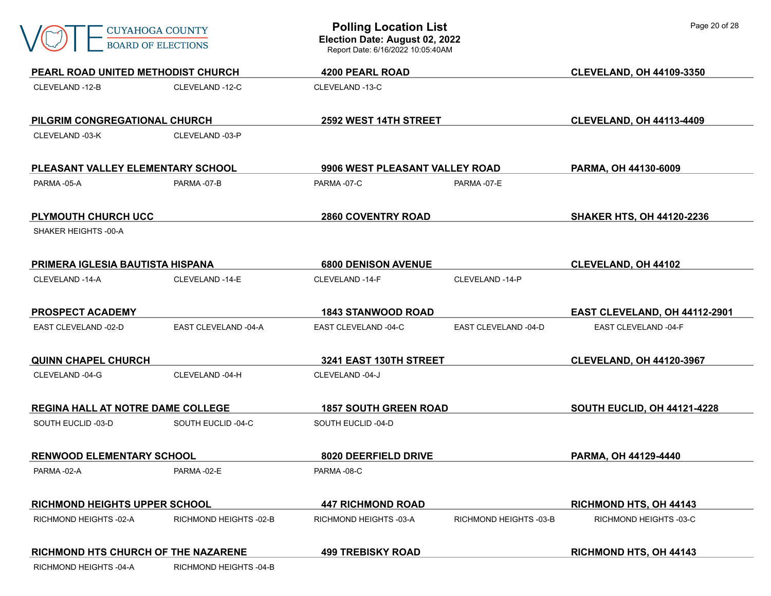**PEARL ROAD UNITED METHODIST CHURCH** — **4200 PEARL ROAD** — **CLEVELAND, OH 44109-3350**

CLEVELAND -12-B | CLEVELAND -12-C | CLEVELAND -13-C

**PILGRIM CONGREGATIONAL CHURCH** — **2592 WEST 14TH STREET** — **CLEVELAND, OH 44113-4409**

CLEVELAND -03-K | CLEVELAND -03-P

**PLEASANT VALLEY ELEMENTARY SCHOOL** — **9906 WEST PLEASANT VALLEY ROAD** — **PARMA, OH 44130-6009**

PARMA -05-A | PARMA -07-B | PARMA -07-C | PARMA -07-E

**PLYMOUTH CHURCH UCC** — **2860 COVENTRY ROAD** — **SHAKER HTS, OH 44120-2236**

SHAKER HEIGHTS -00-A

**PRIMERA IGLESIA BAUTISTA HISPANA** — **6800 DENISON AVENUE** — **CLEVELAND, OH 44102**

CLEVELAND -14-A | CLEVELAND -14-E | CLEVELAND -14-F | CLEVELAND -14-P

**PROSPECT ACADEMY** — **1843 STANWOOD ROAD** — **EAST CLEVELAND, OH 44112-2901**

EAST CLEVELAND -02-D | EAST CLEVELAND -04-A | EAST CLEVELAND -04-C | EAST CLEVELAND -04-D | EAST CLEVELAND -04-F

**QUINN CHAPEL CHURCH** — **3241 EAST 130TH STREET** — **CLEVELAND, OH 44120-3967**

CLEVELAND -04-G | CLEVELAND -04-H | CLEVELAND -04-J

**REGINA HALL AT NOTRE DAME COLLEGE** — **1857 SOUTH GREEN ROAD** — **SOUTH EUCLID, OH 44121-4228**

SOUTH EUCLID -03-D | SOUTH EUCLID -04-C | SOUTH EUCLID -04-D

**RENWOOD ELEMENTARY SCHOOL** — **8020 DEERFIELD DRIVE** — **PARMA, OH 44129-4440**

PARMA -02-A | PARMA -02-E | PARMA -08-C

**RICHMOND HEIGHTS UPPER SCHOOL** — **447 RICHMOND ROAD** — **RICHMOND HTS, OH 44143**

RICHMOND HEIGHTS -02-A | RICHMOND HEIGHTS -02-B | RICHMOND HEIGHTS -03-A | RICHMOND HEIGHTS -03-B | RICHMOND HEIGHTS -03-C

**RICHMOND HTS CHURCH OF THE NAZARENE** — **499 TREBISKY ROAD** — **RICHMOND HTS, OH 44143**

RICHMOND HEIGHTS -04-A | RICHMOND HEIGHTS -04-B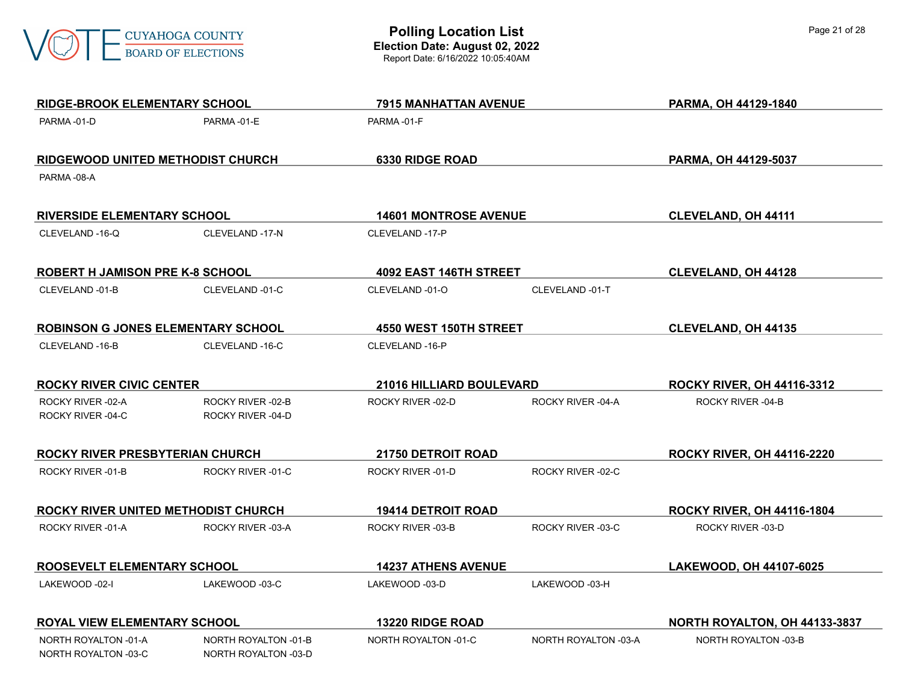**RIDGE-BROOK ELEMENTARY SCHOOL** | **7915 MANHATTAN AVENUE** | **PARMA, OH 44129-1840**

PARMA -01-D    PARMA -01-E    PARMA -01-F

**RIDGEWOOD UNITED METHODIST CHURCH** | **6330 RIDGE ROAD** | **PARMA, OH 44129-5037**

PARMA -08-A

**RIVERSIDE ELEMENTARY SCHOOL** | **14601 MONTROSE AVENUE** | **CLEVELAND, OH 44111**

CLEVELAND -16-Q    CLEVELAND -17-N    CLEVELAND -17-P

**ROBERT H JAMISON PRE K-8 SCHOOL** | **4092 EAST 146TH STREET** | **CLEVELAND, OH 44128**

CLEVELAND -01-B    CLEVELAND -01-C    CLEVELAND -01-O    CLEVELAND -01-T

**ROBINSON G JONES ELEMENTARY SCHOOL** | **4550 WEST 150TH STREET** | **CLEVELAND, OH 44135**

CLEVELAND -16-B    CLEVELAND -16-C    CLEVELAND -16-P

**ROCKY RIVER CIVIC CENTER** | **21016 HILLIARD BOULEVARD** | **ROCKY RIVER, OH 44116-3312**

ROCKY RIVER -02-A    ROCKY RIVER -02-B    ROCKY RIVER -02-D    ROCKY RIVER -04-A    ROCKY RIVER -04-B
ROCKY RIVER -04-C    ROCKY RIVER -04-D

**ROCKY RIVER PRESBYTERIAN CHURCH** | **21750 DETROIT ROAD** | **ROCKY RIVER, OH 44116-2220**

ROCKY RIVER -01-B    ROCKY RIVER -01-C    ROCKY RIVER -01-D    ROCKY RIVER -02-C

**ROCKY RIVER UNITED METHODIST CHURCH** | **19414 DETROIT ROAD** | **ROCKY RIVER, OH 44116-1804**

ROCKY RIVER -01-A    ROCKY RIVER -03-A    ROCKY RIVER -03-B    ROCKY RIVER -03-C    ROCKY RIVER -03-D

**ROOSEVELT ELEMENTARY SCHOOL** | **14237 ATHENS AVENUE** | **LAKEWOOD, OH 44107-6025**

LAKEWOOD -02-I    LAKEWOOD -03-C    LAKEWOOD -03-D    LAKEWOOD -03-H

**ROYAL VIEW ELEMENTARY SCHOOL** | **13220 RIDGE ROAD** | **NORTH ROYALTON, OH 44133-3837**

NORTH ROYALTON -01-A    NORTH ROYALTON -01-B    NORTH ROYALTON -01-C    NORTH ROYALTON -03-A    NORTH ROYALTON -03-B
NORTH ROYALTON -03-C    NORTH ROYALTON -03-D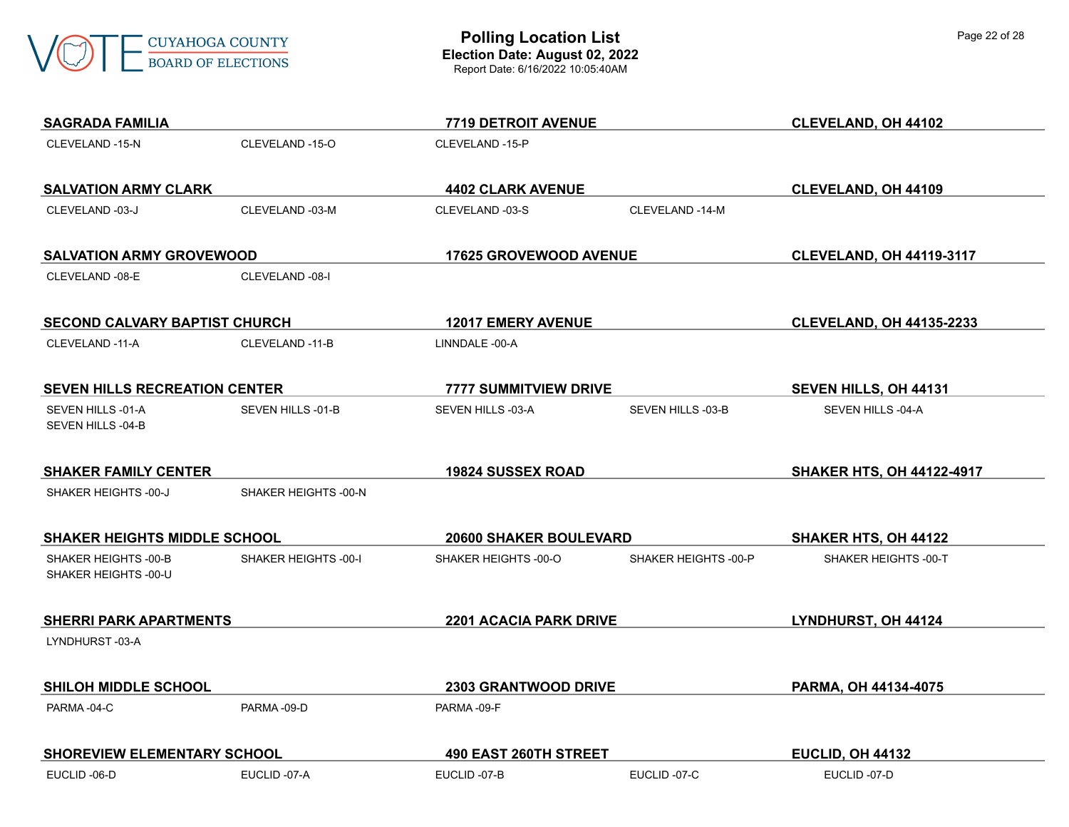# Polling Location List

**Election Date: August 02, 2022**

Report Date: 6/16/2022 10:05:40AM

**SAGRADA FAMILIA** — **7719 DETROIT AVENUE** — **CLEVELAND, OH 44102**

CLEVELAND -15-N, CLEVELAND -15-O, CLEVELAND -15-P

**SALVATION ARMY CLARK** — **4402 CLARK AVENUE** — **CLEVELAND, OH 44109**

CLEVELAND -03-J, CLEVELAND -03-M, CLEVELAND -03-S, CLEVELAND -14-M

**SALVATION ARMY GROVEWOOD** — **17625 GROVEWOOD AVENUE** — **CLEVELAND, OH 44119-3117**

CLEVELAND -08-E, CLEVELAND -08-I

**SECOND CALVARY BAPTIST CHURCH** — **12017 EMERY AVENUE** — **CLEVELAND, OH 44135-2233**

CLEVELAND -11-A, CLEVELAND -11-B, LINNDALE -00-A

**SEVEN HILLS RECREATION CENTER** — **7777 SUMMITVIEW DRIVE** — **SEVEN HILLS, OH 44131**

SEVEN HILLS -01-A, SEVEN HILLS -01-B, SEVEN HILLS -03-A, SEVEN HILLS -03-B, SEVEN HILLS -04-A, SEVEN HILLS -04-B

**SHAKER FAMILY CENTER** — **19824 SUSSEX ROAD** — **SHAKER HTS, OH 44122-4917**

SHAKER HEIGHTS -00-J, SHAKER HEIGHTS -00-N

**SHAKER HEIGHTS MIDDLE SCHOOL** — **20600 SHAKER BOULEVARD** — **SHAKER HTS, OH 44122**

SHAKER HEIGHTS -00-B, SHAKER HEIGHTS -00-I, SHAKER HEIGHTS -00-O, SHAKER HEIGHTS -00-P, SHAKER HEIGHTS -00-T, SHAKER HEIGHTS -00-U

**SHERRI PARK APARTMENTS** — **2201 ACACIA PARK DRIVE** — **LYNDHURST, OH 44124**

LYNDHURST -03-A

**SHILOH MIDDLE SCHOOL** — **2303 GRANTWOOD DRIVE** — **PARMA, OH 44134-4075**

PARMA -04-C, PARMA -09-D, PARMA -09-F

**SHOREVIEW ELEMENTARY SCHOOL** — **490 EAST 260TH STREET** — **EUCLID, OH 44132**

EUCLID -06-D, EUCLID -07-A, EUCLID -07-B, EUCLID -07-C, EUCLID -07-D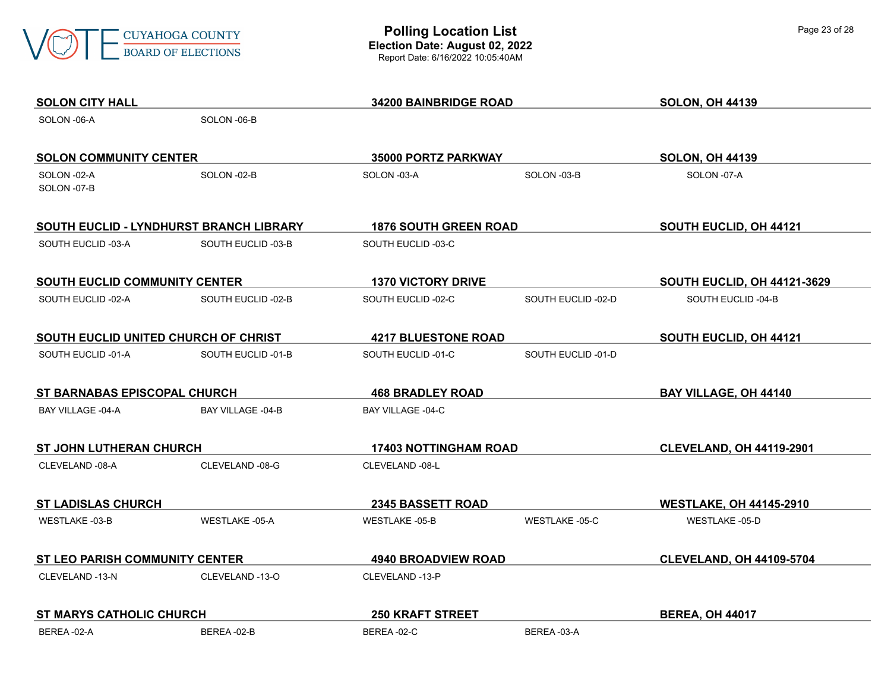| Location | Address | City |
| --- | --- | --- |
| **SOLON CITY HALL** | **34200 BAINBRIDGE ROAD** | **SOLON, OH 44139** |

SOLON -06-A, SOLON -06-B

| Location | Address | City |
| --- | --- | --- |
| **SOLON COMMUNITY CENTER** | **35000 PORTZ PARKWAY** | **SOLON, OH 44139** |

SOLON -02-A, SOLON -02-B, SOLON -03-A, SOLON -03-B, SOLON -07-A, SOLON -07-B

| Location | Address | City |
| --- | --- | --- |
| **SOUTH EUCLID - LYNDHURST BRANCH LIBRARY** | **1876 SOUTH GREEN ROAD** | **SOUTH EUCLID, OH 44121** |

SOUTH EUCLID -03-A, SOUTH EUCLID -03-B, SOUTH EUCLID -03-C

| Location | Address | City |
| --- | --- | --- |
| **SOUTH EUCLID COMMUNITY CENTER** | **1370 VICTORY DRIVE** | **SOUTH EUCLID, OH 44121-3629** |

SOUTH EUCLID -02-A, SOUTH EUCLID -02-B, SOUTH EUCLID -02-C, SOUTH EUCLID -02-D, SOUTH EUCLID -04-B

| Location | Address | City |
| --- | --- | --- |
| **SOUTH EUCLID UNITED CHURCH OF CHRIST** | **4217 BLUESTONE ROAD** | **SOUTH EUCLID, OH 44121** |

SOUTH EUCLID -01-A, SOUTH EUCLID -01-B, SOUTH EUCLID -01-C, SOUTH EUCLID -01-D

| Location | Address | City |
| --- | --- | --- |
| **ST BARNABAS EPISCOPAL CHURCH** | **468 BRADLEY ROAD** | **BAY VILLAGE, OH 44140** |

BAY VILLAGE -04-A, BAY VILLAGE -04-B, BAY VILLAGE -04-C

| Location | Address | City |
| --- | --- | --- |
| **ST JOHN LUTHERAN CHURCH** | **17403 NOTTINGHAM ROAD** | **CLEVELAND, OH 44119-2901** |

CLEVELAND -08-A, CLEVELAND -08-G, CLEVELAND -08-L

| Location | Address | City |
| --- | --- | --- |
| **ST LADISLAS CHURCH** | **2345 BASSETT ROAD** | **WESTLAKE, OH 44145-2910** |

WESTLAKE -03-B, WESTLAKE -05-A, WESTLAKE -05-B, WESTLAKE -05-C, WESTLAKE -05-D

| Location | Address | City |
| --- | --- | --- |
| **ST LEO PARISH COMMUNITY CENTER** | **4940 BROADVIEW ROAD** | **CLEVELAND, OH 44109-5704** |

CLEVELAND -13-N, CLEVELAND -13-O, CLEVELAND -13-P

| Location | Address | City |
| --- | --- | --- |
| **ST MARYS CATHOLIC CHURCH** | **250 KRAFT STREET** | **BEREA, OH 44017** |

BEREA -02-A, BEREA -02-B, BEREA -02-C, BEREA -03-A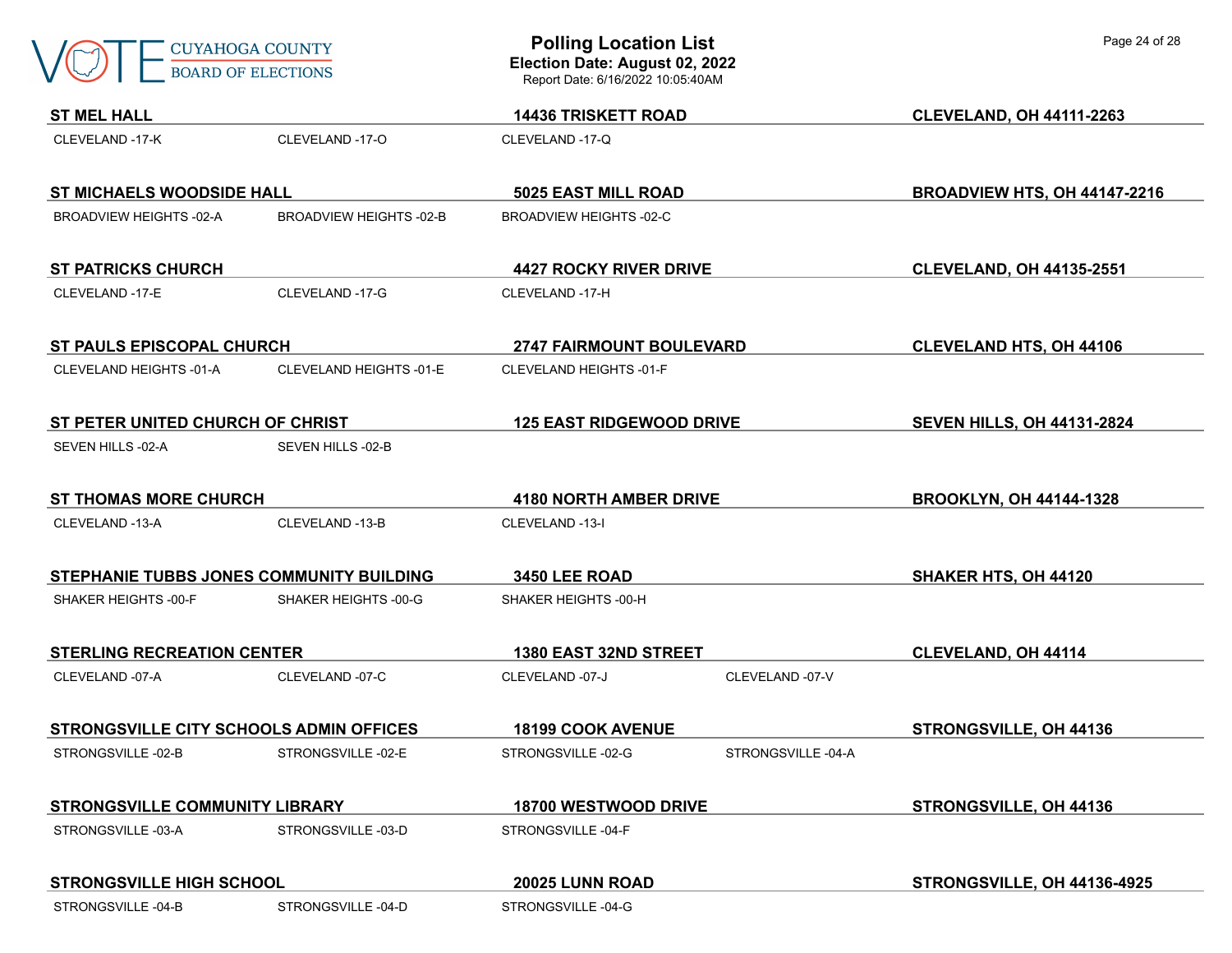| Polling Location | Address | City/State/ZIP | |
|---|---|---|---|
| **ST MEL HALL** | **14436 TRISKETT ROAD** | **CLEVELAND, OH 44111-2263** | |
| CLEVELAND -17-K | CLEVELAND -17-O | CLEVELAND -17-Q | |
| **ST MICHAELS WOODSIDE HALL** | **5025 EAST MILL ROAD** | **BROADVIEW HTS, OH 44147-2216** | |
| BROADVIEW HEIGHTS -02-A | BROADVIEW HEIGHTS -02-B | BROADVIEW HEIGHTS -02-C | |
| **ST PATRICKS CHURCH** | **4427 ROCKY RIVER DRIVE** | **CLEVELAND, OH 44135-2551** | |
| CLEVELAND -17-E | CLEVELAND -17-G | CLEVELAND -17-H | |
| **ST PAULS EPISCOPAL CHURCH** | **2747 FAIRMOUNT BOULEVARD** | **CLEVELAND HTS, OH 44106** | |
| CLEVELAND HEIGHTS -01-A | CLEVELAND HEIGHTS -01-E | CLEVELAND HEIGHTS -01-F | |
| **ST PETER UNITED CHURCH OF CHRIST** | **125 EAST RIDGEWOOD DRIVE** | **SEVEN HILLS, OH 44131-2824** | |
| SEVEN HILLS -02-A | SEVEN HILLS -02-B | | |
| **ST THOMAS MORE CHURCH** | **4180 NORTH AMBER DRIVE** | **BROOKLYN, OH 44144-1328** | |
| CLEVELAND -13-A | CLEVELAND -13-B | CLEVELAND -13-I | |
| **STEPHANIE TUBBS JONES COMMUNITY BUILDING** | **3450 LEE ROAD** | **SHAKER HTS, OH 44120** | |
| SHAKER HEIGHTS -00-F | SHAKER HEIGHTS -00-G | SHAKER HEIGHTS -00-H | |
| **STERLING RECREATION CENTER** | **1380 EAST 32ND STREET** | **CLEVELAND, OH 44114** | |
| CLEVELAND -07-A | CLEVELAND -07-C | CLEVELAND -07-J | CLEVELAND -07-V |
| **STRONGSVILLE CITY SCHOOLS ADMIN OFFICES** | **18199 COOK AVENUE** | **STRONGSVILLE, OH 44136** | |
| STRONGSVILLE -02-B | STRONGSVILLE -02-E | STRONGSVILLE -02-G | STRONGSVILLE -04-A |
| **STRONGSVILLE COMMUNITY LIBRARY** | **18700 WESTWOOD DRIVE** | **STRONGSVILLE, OH 44136** | |
| STRONGSVILLE -03-A | STRONGSVILLE -03-D | STRONGSVILLE -04-F | |
| **STRONGSVILLE HIGH SCHOOL** | **20025 LUNN ROAD** | **STRONGSVILLE, OH 44136-4925** | |
| STRONGSVILLE -04-B | STRONGSVILLE -04-D | STRONGSVILLE -04-G | |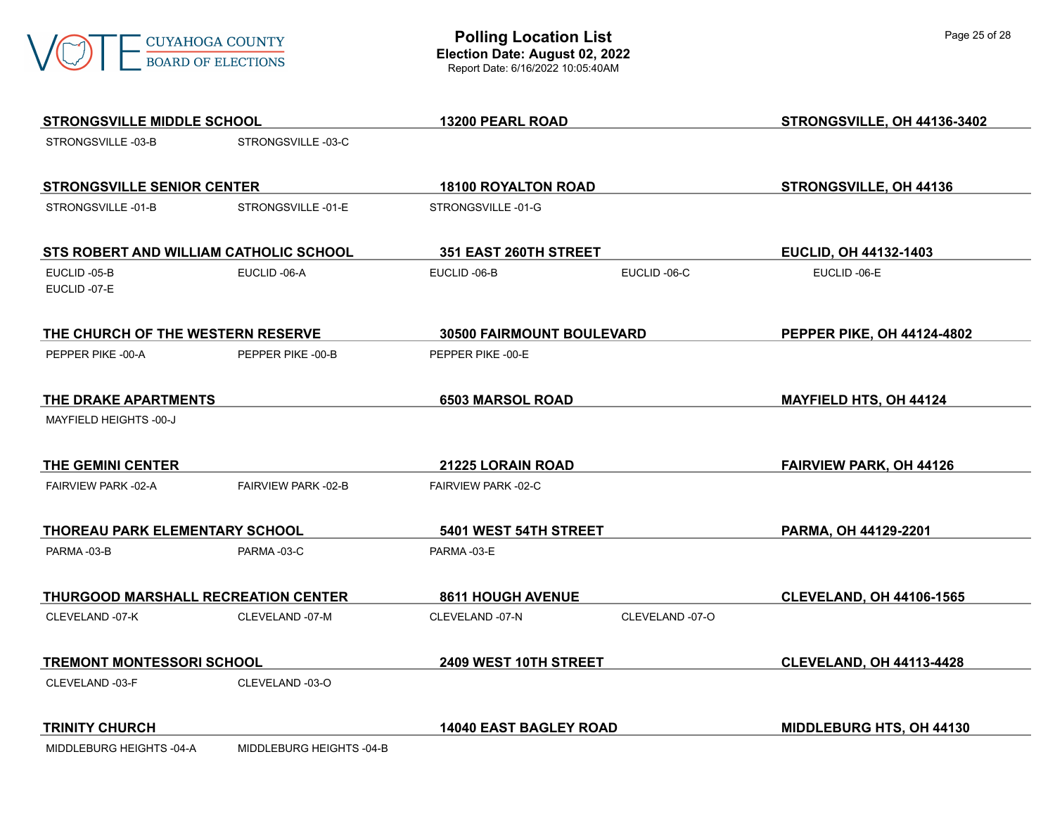# Polling Location List

**Election Date: August 02, 2022**
Report Date: 6/16/2022 10:05:40AM

**STRONGSVILLE MIDDLE SCHOOL** — **13200 PEARL ROAD** — **STRONGSVILLE, OH 44136-3402**

STRONGSVILLE -03-B, STRONGSVILLE -03-C

**STRONGSVILLE SENIOR CENTER** — **18100 ROYALTON ROAD** — **STRONGSVILLE, OH 44136**

STRONGSVILLE -01-B, STRONGSVILLE -01-E, STRONGSVILLE -01-G

**STS ROBERT AND WILLIAM CATHOLIC SCHOOL** — **351 EAST 260TH STREET** — **EUCLID, OH 44132-1403**

EUCLID -05-B, EUCLID -06-A, EUCLID -06-B, EUCLID -06-C, EUCLID -06-E, EUCLID -07-E

**THE CHURCH OF THE WESTERN RESERVE** — **30500 FAIRMOUNT BOULEVARD** — **PEPPER PIKE, OH 44124-4802**

PEPPER PIKE -00-A, PEPPER PIKE -00-B, PEPPER PIKE -00-E

**THE DRAKE APARTMENTS** — **6503 MARSOL ROAD** — **MAYFIELD HTS, OH 44124**

MAYFIELD HEIGHTS -00-J

**THE GEMINI CENTER** — **21225 LORAIN ROAD** — **FAIRVIEW PARK, OH 44126**

FAIRVIEW PARK -02-A, FAIRVIEW PARK -02-B, FAIRVIEW PARK -02-C

**THOREAU PARK ELEMENTARY SCHOOL** — **5401 WEST 54TH STREET** — **PARMA, OH 44129-2201**

PARMA -03-B, PARMA -03-C, PARMA -03-E

**THURGOOD MARSHALL RECREATION CENTER** — **8611 HOUGH AVENUE** — **CLEVELAND, OH 44106-1565**

CLEVELAND -07-K, CLEVELAND -07-M, CLEVELAND -07-N, CLEVELAND -07-O

**TREMONT MONTESSORI SCHOOL** — **2409 WEST 10TH STREET** — **CLEVELAND, OH 44113-4428**

CLEVELAND -03-F, CLEVELAND -03-O

**TRINITY CHURCH** — **14040 EAST BAGLEY ROAD** — **MIDDLEBURG HTS, OH 44130**

MIDDLEBURG HEIGHTS -04-A, MIDDLEBURG HEIGHTS -04-B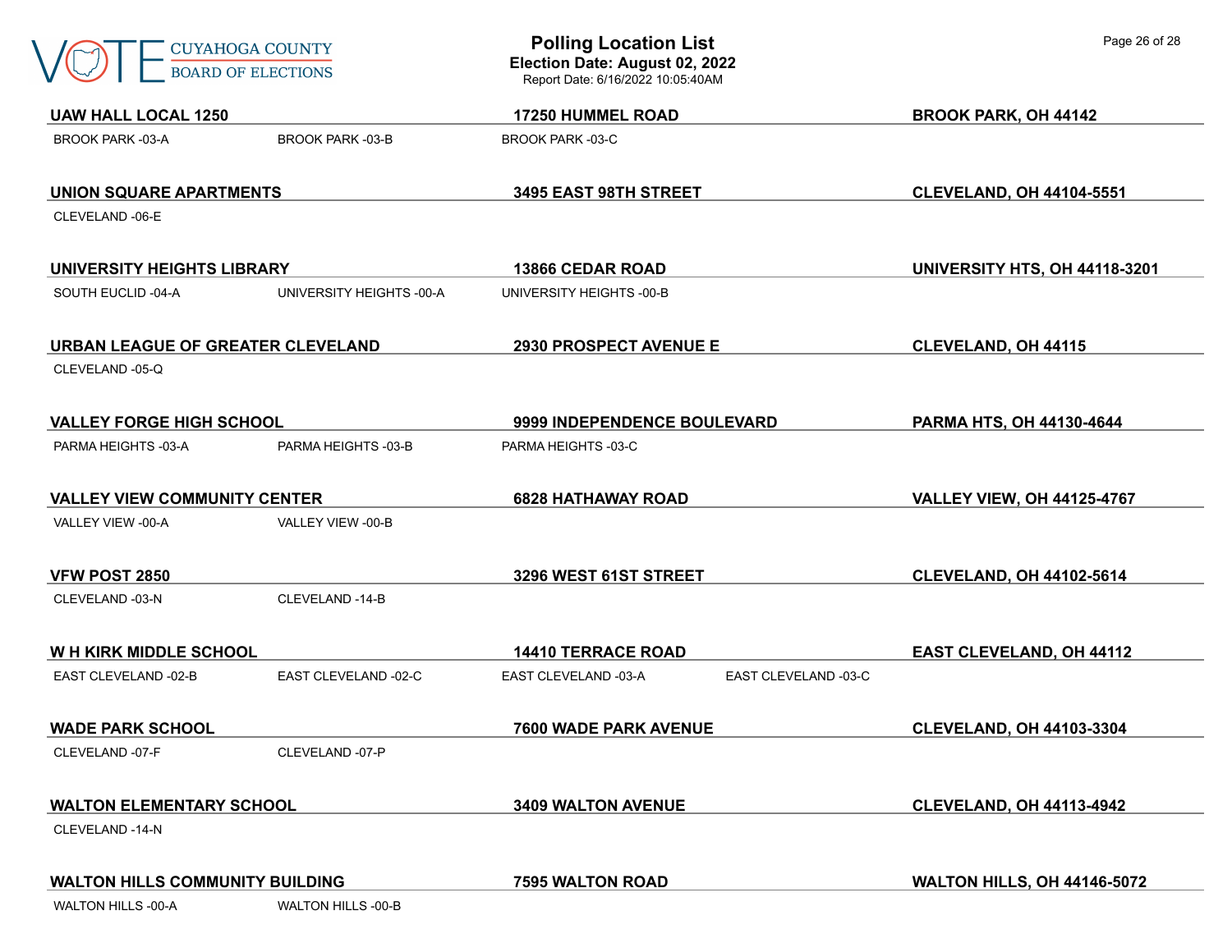**UAW HALL LOCAL 1250** | **17250 HUMMEL ROAD** | **BROOK PARK, OH 44142**

BROOK PARK -03-A    BROOK PARK -03-B    BROOK PARK -03-C

**UNION SQUARE APARTMENTS** | **3495 EAST 98TH STREET** | **CLEVELAND, OH 44104-5551**

CLEVELAND -06-E

**UNIVERSITY HEIGHTS LIBRARY** | **13866 CEDAR ROAD** | **UNIVERSITY HTS, OH 44118-3201**

SOUTH EUCLID -04-A    UNIVERSITY HEIGHTS -00-A    UNIVERSITY HEIGHTS -00-B

**URBAN LEAGUE OF GREATER CLEVELAND** | **2930 PROSPECT AVENUE E** | **CLEVELAND, OH 44115**

CLEVELAND -05-Q

**VALLEY FORGE HIGH SCHOOL** | **9999 INDEPENDENCE BOULEVARD** | **PARMA HTS, OH 44130-4644**

PARMA HEIGHTS -03-A    PARMA HEIGHTS -03-B    PARMA HEIGHTS -03-C

**VALLEY VIEW COMMUNITY CENTER** | **6828 HATHAWAY ROAD** | **VALLEY VIEW, OH 44125-4767**

VALLEY VIEW -00-A    VALLEY VIEW -00-B

**VFW POST 2850** | **3296 WEST 61ST STREET** | **CLEVELAND, OH 44102-5614**

CLEVELAND -03-N    CLEVELAND -14-B

**W H KIRK MIDDLE SCHOOL** | **14410 TERRACE ROAD** | **EAST CLEVELAND, OH 44112**

EAST CLEVELAND -02-B    EAST CLEVELAND -02-C    EAST CLEVELAND -03-A    EAST CLEVELAND -03-C

**WADE PARK SCHOOL** | **7600 WADE PARK AVENUE** | **CLEVELAND, OH 44103-3304**

CLEVELAND -07-F    CLEVELAND -07-P

**WALTON ELEMENTARY SCHOOL** | **3409 WALTON AVENUE** | **CLEVELAND, OH 44113-4942**

CLEVELAND -14-N

**WALTON HILLS COMMUNITY BUILDING** | **7595 WALTON ROAD** | **WALTON HILLS, OH 44146-5072**

WALTON HILLS -00-A    WALTON HILLS -00-B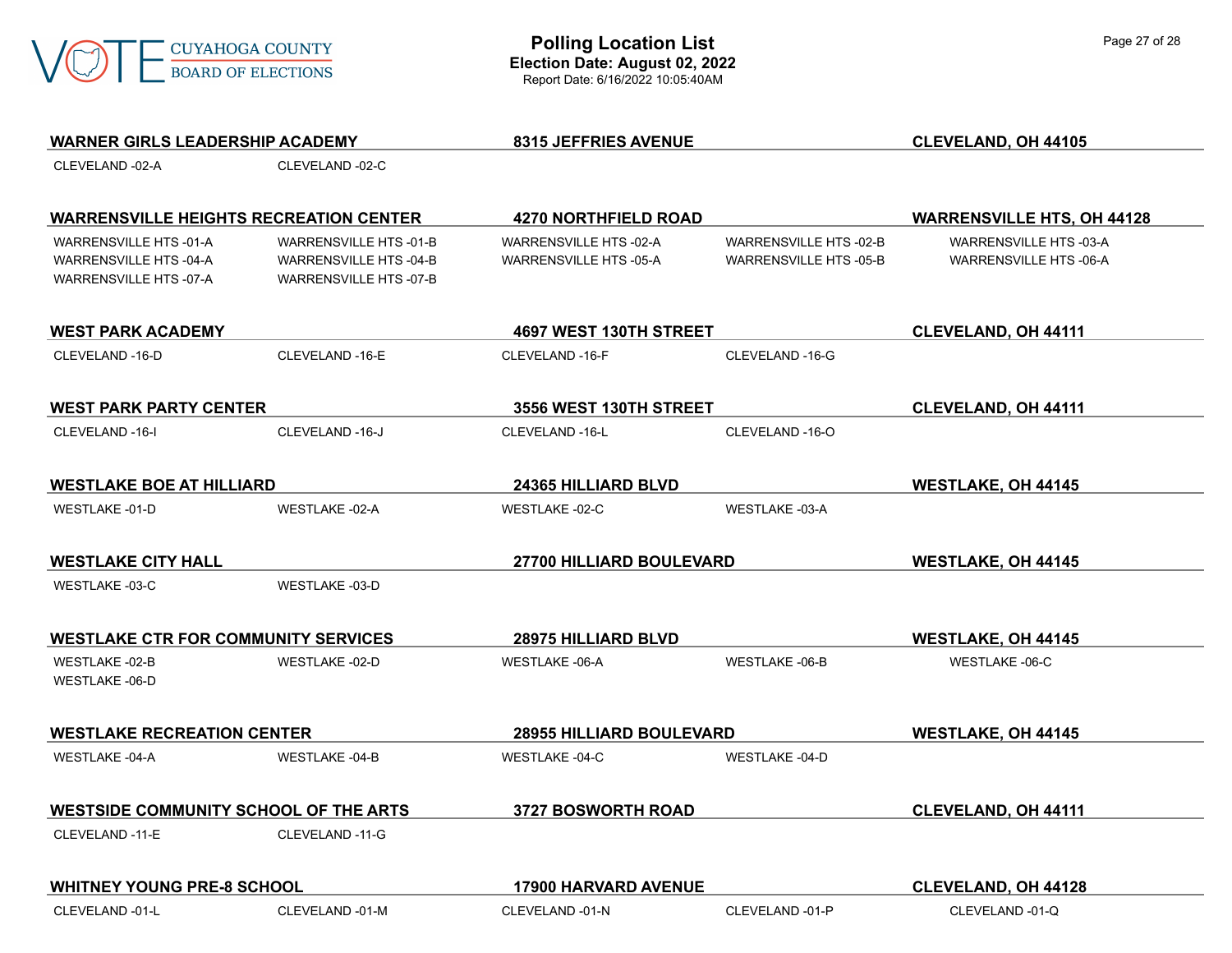# Polling Location List

**Election Date: August 02, 2022**

Report Date: 6/16/2022 10:05:40AM

**WARNER GIRLS LEADERSHIP ACADEMY** | **8315 JEFFRIES AVENUE** | **CLEVELAND, OH 44105**

CLEVELAND -02-A, CLEVELAND -02-C

**WARRENSVILLE HEIGHTS RECREATION CENTER** | **4270 NORTHFIELD ROAD** | **WARRENSVILLE HTS, OH 44128**

WARRENSVILLE HTS -01-A, WARRENSVILLE HTS -01-B, WARRENSVILLE HTS -02-A, WARRENSVILLE HTS -02-B, WARRENSVILLE HTS -03-A, WARRENSVILLE HTS -04-A, WARRENSVILLE HTS -04-B, WARRENSVILLE HTS -05-A, WARRENSVILLE HTS -05-B, WARRENSVILLE HTS -06-A, WARRENSVILLE HTS -07-A, WARRENSVILLE HTS -07-B

**WEST PARK ACADEMY** | **4697 WEST 130TH STREET** | **CLEVELAND, OH 44111**

CLEVELAND -16-D, CLEVELAND -16-E, CLEVELAND -16-F, CLEVELAND -16-G

**WEST PARK PARTY CENTER** | **3556 WEST 130TH STREET** | **CLEVELAND, OH 44111**

CLEVELAND -16-I, CLEVELAND -16-J, CLEVELAND -16-L, CLEVELAND -16-O

**WESTLAKE BOE AT HILLIARD** | **24365 HILLIARD BLVD** | **WESTLAKE, OH 44145**

WESTLAKE -01-D, WESTLAKE -02-A, WESTLAKE -02-C, WESTLAKE -03-A

**WESTLAKE CITY HALL** | **27700 HILLIARD BOULEVARD** | **WESTLAKE, OH 44145**

WESTLAKE -03-C, WESTLAKE -03-D

**WESTLAKE CTR FOR COMMUNITY SERVICES** | **28975 HILLIARD BLVD** | **WESTLAKE, OH 44145**

WESTLAKE -02-B, WESTLAKE -02-D, WESTLAKE -06-A, WESTLAKE -06-B, WESTLAKE -06-C, WESTLAKE -06-D

**WESTLAKE RECREATION CENTER** | **28955 HILLIARD BOULEVARD** | **WESTLAKE, OH 44145**

WESTLAKE -04-A, WESTLAKE -04-B, WESTLAKE -04-C, WESTLAKE -04-D

**WESTSIDE COMMUNITY SCHOOL OF THE ARTS** | **3727 BOSWORTH ROAD** | **CLEVELAND, OH 44111**

CLEVELAND -11-E, CLEVELAND -11-G

**WHITNEY YOUNG PRE-8 SCHOOL** | **17900 HARVARD AVENUE** | **CLEVELAND, OH 44128**

CLEVELAND -01-L, CLEVELAND -01-M, CLEVELAND -01-N, CLEVELAND -01-P, CLEVELAND -01-Q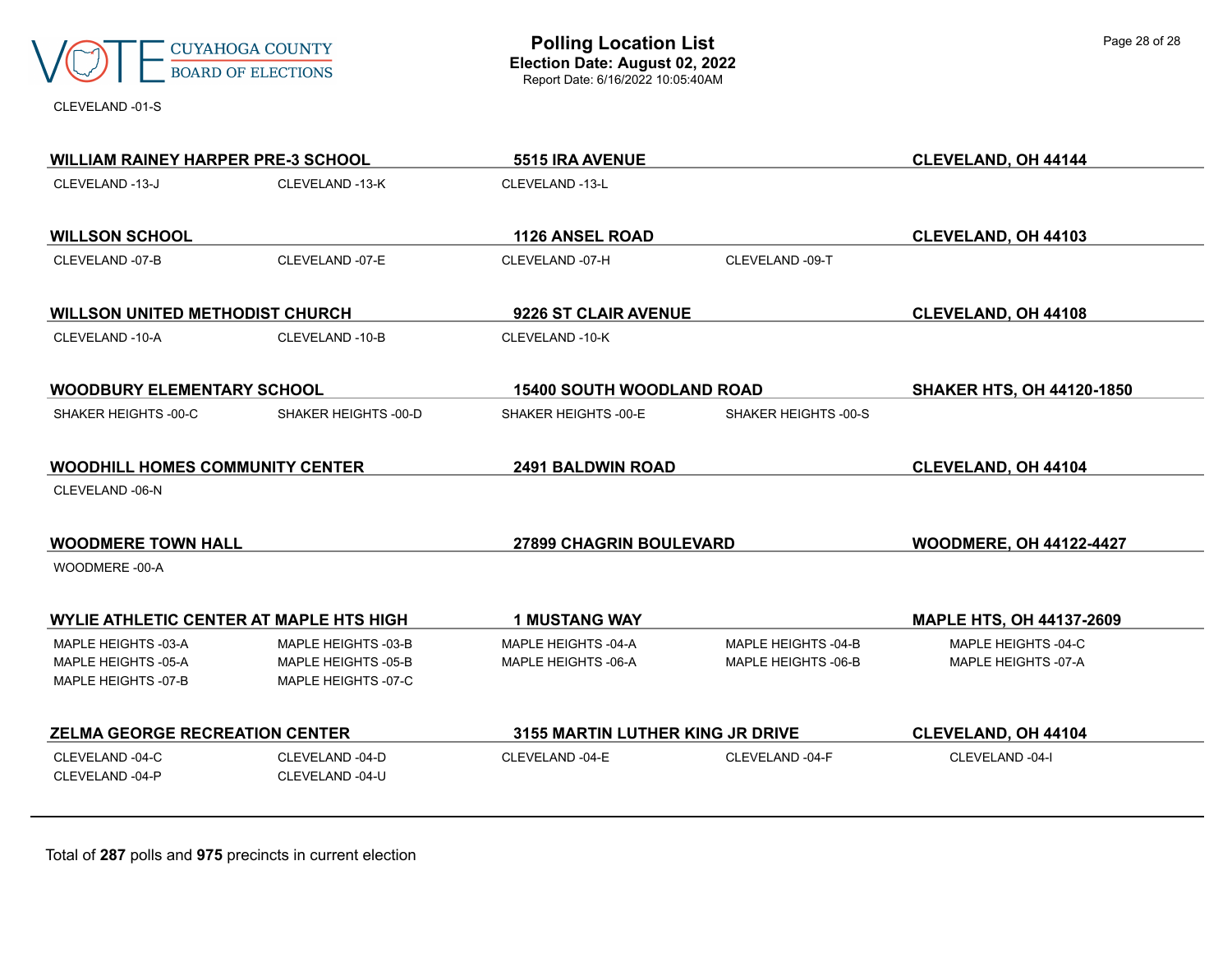CLEVELAND -01-S

**WILLIAM RAINEY HARPER PRE-3 SCHOOL** | **5515 IRA AVENUE** | **CLEVELAND, OH 44144**

CLEVELAND -13-J CLEVELAND -13-K CLEVELAND -13-L

**WILLSON SCHOOL** | **1126 ANSEL ROAD** | **CLEVELAND, OH 44103**

CLEVELAND -07-B CLEVELAND -07-E CLEVELAND -07-H CLEVELAND -09-T

**WILLSON UNITED METHODIST CHURCH** | **9226 ST CLAIR AVENUE** | **CLEVELAND, OH 44108**

CLEVELAND -10-A CLEVELAND -10-B CLEVELAND -10-K

**WOODBURY ELEMENTARY SCHOOL** | **15400 SOUTH WOODLAND ROAD** | **SHAKER HTS, OH 44120-1850**

SHAKER HEIGHTS -00-C SHAKER HEIGHTS -00-D SHAKER HEIGHTS -00-E SHAKER HEIGHTS -00-S

**WOODHILL HOMES COMMUNITY CENTER** | **2491 BALDWIN ROAD** | **CLEVELAND, OH 44104**

CLEVELAND -06-N

**WOODMERE TOWN HALL** | **27899 CHAGRIN BOULEVARD** | **WOODMERE, OH 44122-4427**

WOODMERE -00-A

**WYLIE ATHLETIC CENTER AT MAPLE HTS HIGH** | **1 MUSTANG WAY** | **MAPLE HTS, OH 44137-2609**

MAPLE HEIGHTS -03-A MAPLE HEIGHTS -03-B MAPLE HEIGHTS -04-A MAPLE HEIGHTS -04-B MAPLE HEIGHTS -04-C
MAPLE HEIGHTS -05-A MAPLE HEIGHTS -05-B MAPLE HEIGHTS -06-A MAPLE HEIGHTS -06-B MAPLE HEIGHTS -07-A
MAPLE HEIGHTS -07-B MAPLE HEIGHTS -07-C

**ZELMA GEORGE RECREATION CENTER** | **3155 MARTIN LUTHER KING JR DRIVE** | **CLEVELAND, OH 44104**

CLEVELAND -04-C CLEVELAND -04-D CLEVELAND -04-E CLEVELAND -04-F CLEVELAND -04-I
CLEVELAND -04-P CLEVELAND -04-U

Total of **287** polls and **975** precincts in current election